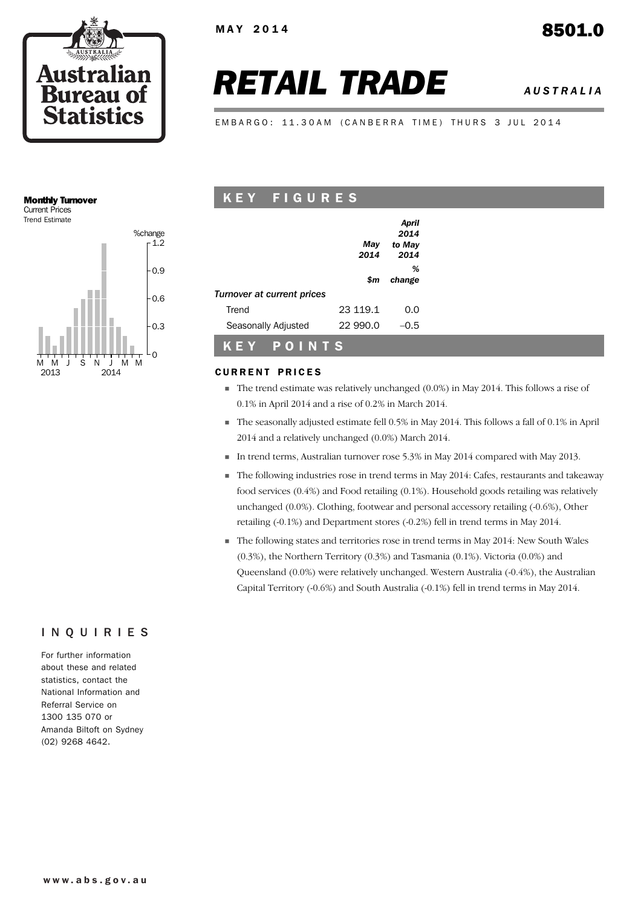MAY 2014

8501.0

# RETAIL TRADE

*AUSTRALIA*

EMBARGO: 11.30AM (CANBERRA TIME) THURS 3 JUL 2014

**Monthly Turnover**
Current Prices
Trend Estimate

## KEY FIGURES

| | May 2014 | April 2014 to May 2014 |
|---|---|---|
| | $m | % change |
| *Turnover at current prices* | | |
| Trend | 23 119.1 | 0.0 |
| Seasonally Adjusted | 22 990.0 | –0.5 |

## KEY POINTS

### CURRENT PRICES

- The trend estimate was relatively unchanged (0.0%) in May 2014. This follows a rise of 0.1% in April 2014 and a rise of 0.2% in March 2014.
- The seasonally adjusted estimate fell 0.5% in May 2014. This follows a fall of 0.1% in April 2014 and a relatively unchanged (0.0%) March 2014.
- In trend terms, Australian turnover rose 5.3% in May 2014 compared with May 2013.
- The following industries rose in trend terms in May 2014: Cafes, restaurants and takeaway food services (0.4%) and Food retailing (0.1%). Household goods retailing was relatively unchanged (0.0%). Clothing, footwear and personal accessory retailing (-0.6%), Other retailing (-0.1%) and Department stores (-0.2%) fell in trend terms in May 2014.
- The following states and territories rose in trend terms in May 2014: New South Wales (0.3%), the Northern Territory (0.3%) and Tasmania (0.1%). Victoria (0.0%) and Queensland (0.0%) were relatively unchanged. Western Australia (-0.4%), the Australian Capital Territory (-0.6%) and South Australia (-0.1%) fell in trend terms in May 2014.

## INQUIRIES

For further information about these and related statistics, contact the National Information and Referral Service on 1300 135 070 or Amanda Biltoft on Sydney (02) 9268 4642.

www.abs.gov.au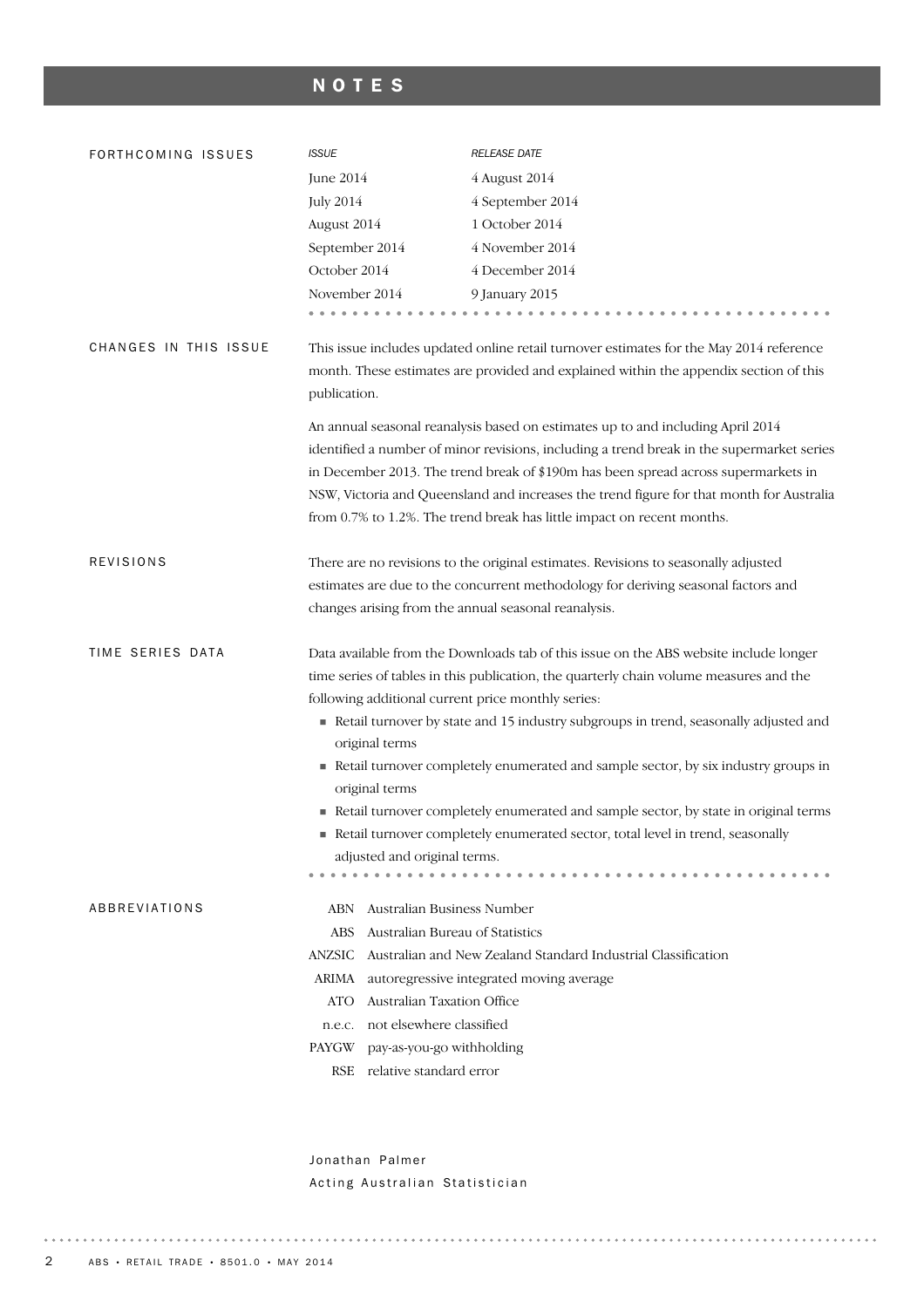# NOTES

## FORTHCOMING ISSUES

| *ISSUE* | *RELEASE DATE* |
|---|---|
| June 2014 | 4 August 2014 |
| July 2014 | 4 September 2014 |
| August 2014 | 1 October 2014 |
| September 2014 | 4 November 2014 |
| October 2014 | 4 December 2014 |
| November 2014 | 9 January 2015 |

## CHANGES IN THIS ISSUE

This issue includes updated online retail turnover estimates for the May 2014 reference month. These estimates are provided and explained within the appendix section of this publication.

An annual seasonal reanalysis based on estimates up to and including April 2014 identified a number of minor revisions, including a trend break in the supermarket series in December 2013. The trend break of $190m has been spread across supermarkets in NSW, Victoria and Queensland and increases the trend figure for that month for Australia from 0.7% to 1.2%. The trend break has little impact on recent months.

## REVISIONS

There are no revisions to the original estimates. Revisions to seasonally adjusted estimates are due to the concurrent methodology for deriving seasonal factors and changes arising from the annual seasonal reanalysis.

## TIME SERIES DATA

Data available from the Downloads tab of this issue on the ABS website include longer time series of tables in this publication, the quarterly chain volume measures and the following additional current price monthly series:

- Retail turnover by state and 15 industry subgroups in trend, seasonally adjusted and original terms
- Retail turnover completely enumerated and sample sector, by six industry groups in original terms
- Retail turnover completely enumerated and sample sector, by state in original terms
- Retail turnover completely enumerated sector, total level in trend, seasonally adjusted and original terms.

## ABBREVIATIONS

| | |
|---|---|
| ABN | Australian Business Number |
| ABS | Australian Bureau of Statistics |
| ANZSIC | Australian and New Zealand Standard Industrial Classification |
| ARIMA | autoregressive integrated moving average |
| ATO | Australian Taxation Office |
| n.e.c. | not elsewhere classified |
| PAYGW | pay-as-you-go withholding |
| RSE | relative standard error |

Jonathan Palmer
Acting Australian Statistician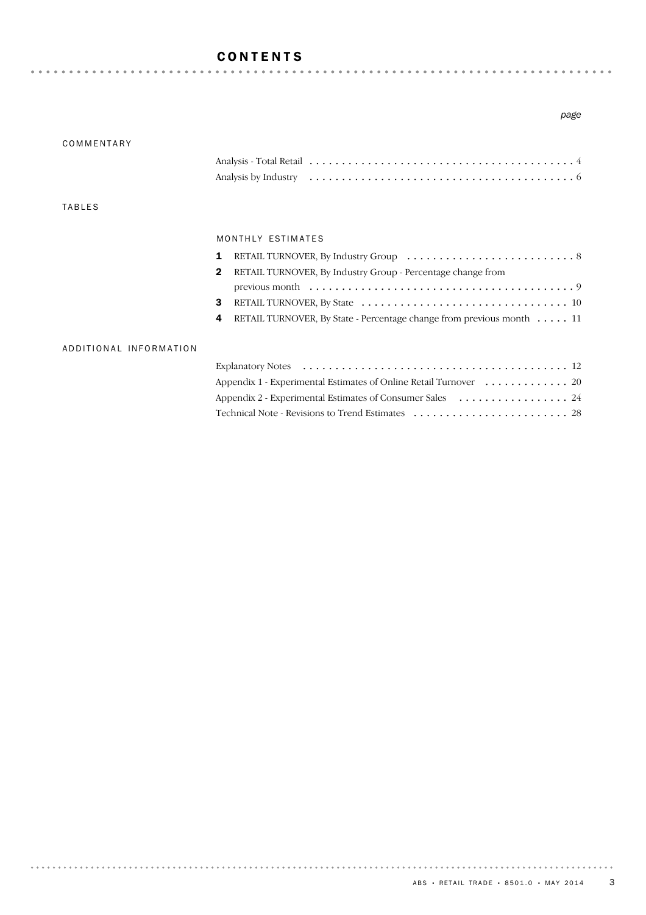# CONTENTS

*page*

## COMMENTARY

Analysis - Total Retail . . . . . . . . . . . . . . . . . . . . . . . . . . . . . . . . . . . . . . . . . 4

Analysis by Industry . . . . . . . . . . . . . . . . . . . . . . . . . . . . . . . . . . . . . . . . . 6

## TABLES

### MONTHLY ESTIMATES

**1** RETAIL TURNOVER, By Industry Group . . . . . . . . . . . . . . . . . . . . . . . . . . 8

**2** RETAIL TURNOVER, By Industry Group - Percentage change from previous month . . . . . . . . . . . . . . . . . . . . . . . . . . . . . . . . . . . . . . . . 9

**3** RETAIL TURNOVER, By State . . . . . . . . . . . . . . . . . . . . . . . . . . . . . . . . 10

**4** RETAIL TURNOVER, By State - Percentage change from previous month . . . . . 11

## ADDITIONAL INFORMATION

Explanatory Notes . . . . . . . . . . . . . . . . . . . . . . . . . . . . . . . . . . . . . . . . . 12

Appendix 1 - Experimental Estimates of Online Retail Turnover . . . . . . . . . . . . . 20

Appendix 2 - Experimental Estimates of Consumer Sales . . . . . . . . . . . . . . . . . 24

Technical Note - Revisions to Trend Estimates . . . . . . . . . . . . . . . . . . . . . . . . 28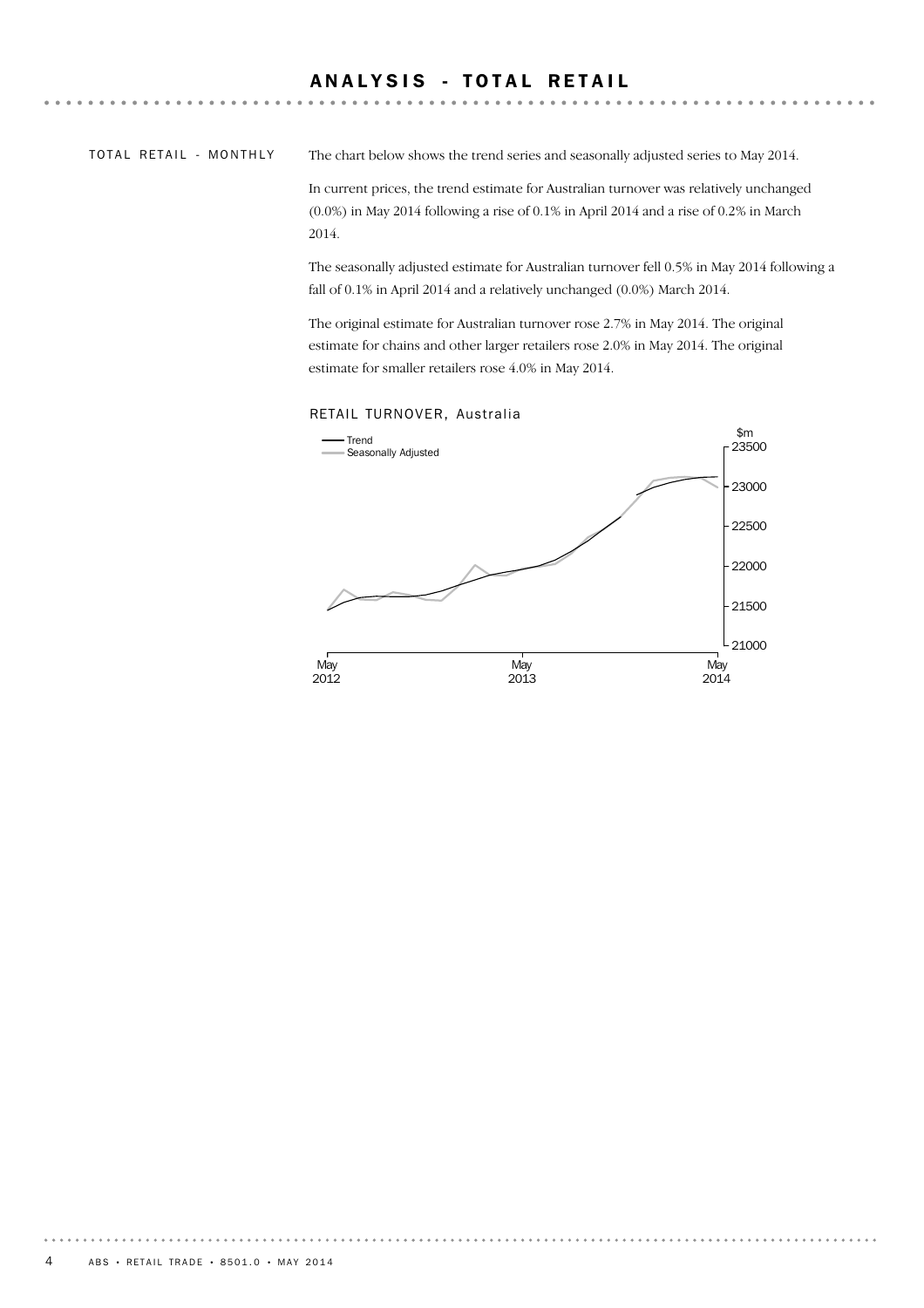# ANALYSIS - TOTAL RETAIL

TOTAL RETAIL - MONTHLY

The chart below shows the trend series and seasonally adjusted series to May 2014.

In current prices, the trend estimate for Australian turnover was relatively unchanged (0.0%) in May 2014 following a rise of 0.1% in April 2014 and a rise of 0.2% in March 2014.

The seasonally adjusted estimate for Australian turnover fell 0.5% in May 2014 following a fall of 0.1% in April 2014 and a relatively unchanged (0.0%) March 2014.

The original estimate for Australian turnover rose 2.7% in May 2014. The original estimate for chains and other larger retailers rose 2.0% in May 2014. The original estimate for smaller retailers rose 4.0% in May 2014.

RETAIL TURNOVER, Australia

Trend
Seasonally Adjusted

$m
23500
23000
22500
22000
21500
21000

May 2012 | May 2013 | May 2014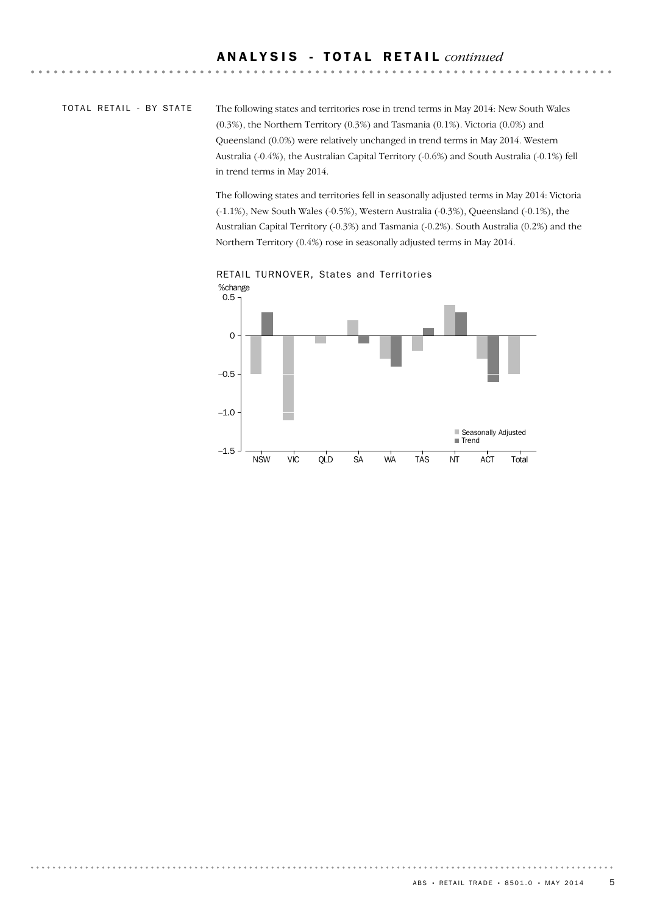## ANALYSIS - TOTAL RETAIL *continued*

### TOTAL RETAIL - BY STATE

The following states and territories rose in trend terms in May 2014: New South Wales (0.3%), the Northern Territory (0.3%) and Tasmania (0.1%). Victoria (0.0%) and Queensland (0.0%) were relatively unchanged in trend terms in May 2014. Western Australia (-0.4%), the Australian Capital Territory (-0.6%) and South Australia (-0.1%) fell in trend terms in May 2014.

The following states and territories fell in seasonally adjusted terms in May 2014: Victoria (-1.1%), New South Wales (-0.5%), Western Australia (-0.3%), Queensland (-0.1%), the Australian Capital Territory (-0.3%) and Tasmania (-0.2%). South Australia (0.2%) and the Northern Territory (0.4%) rose in seasonally adjusted terms in May 2014.

RETAIL TURNOVER, States and Territories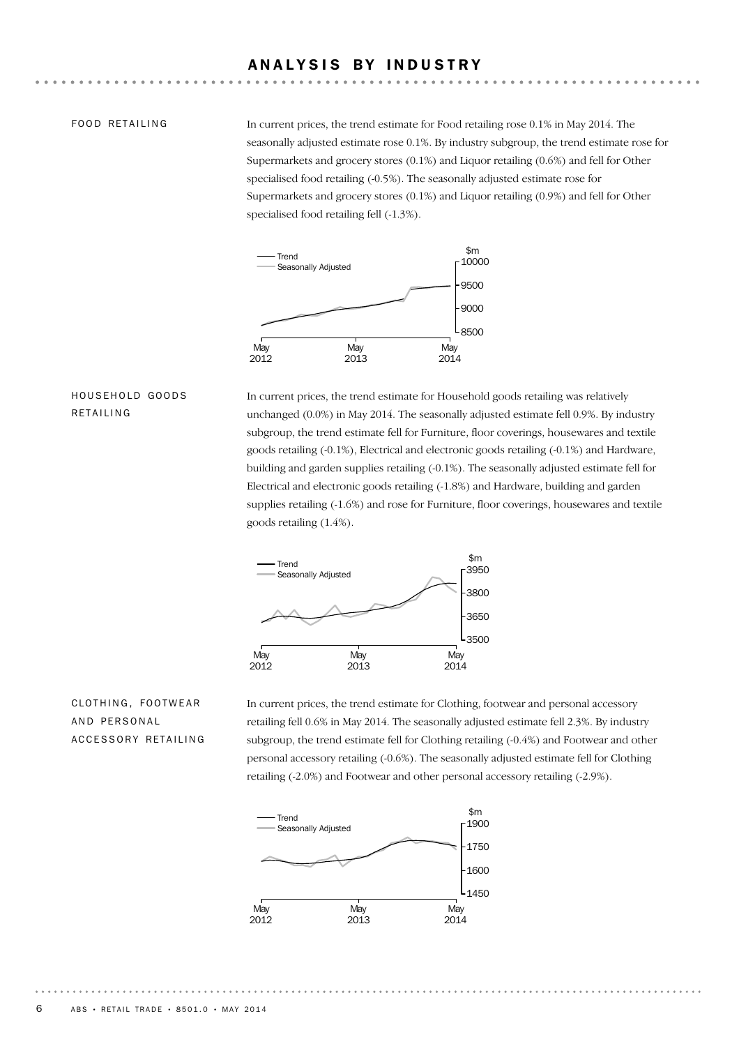# ANALYSIS BY INDUSTRY

## FOOD RETAILING

In current prices, the trend estimate for Food retailing rose 0.1% in May 2014. The seasonally adjusted estimate rose 0.1%. By industry subgroup, the trend estimate rose for Supermarkets and grocery stores (0.1%) and Liquor retailing (0.6%) and fell for Other specialised food retailing (-0.5%). The seasonally adjusted estimate rose for Supermarkets and grocery stores (0.1%) and Liquor retailing (0.9%) and fell for Other specialised food retailing fell (-1.3%).

## HOUSEHOLD GOODS RETAILING

In current prices, the trend estimate for Household goods retailing was relatively unchanged (0.0%) in May 2014. The seasonally adjusted estimate fell 0.9%. By industry subgroup, the trend estimate fell for Furniture, floor coverings, housewares and textile goods retailing (-0.1%), Electrical and electronic goods retailing (-0.1%) and Hardware, building and garden supplies retailing (-0.1%). The seasonally adjusted estimate fell for Electrical and electronic goods retailing (-1.8%) and Hardware, building and garden supplies retailing (-1.6%) and rose for Furniture, floor coverings, housewares and textile goods retailing (1.4%).

## CLOTHING, FOOTWEAR AND PERSONAL ACCESSORY RETAILING

In current prices, the trend estimate for Clothing, footwear and personal accessory retailing fell 0.6% in May 2014. The seasonally adjusted estimate fell 2.3%. By industry subgroup, the trend estimate fell for Clothing retailing (-0.4%) and Footwear and other personal accessory retailing (-0.6%). The seasonally adjusted estimate fell for Clothing retailing (-2.0%) and Footwear and other personal accessory retailing (-2.9%).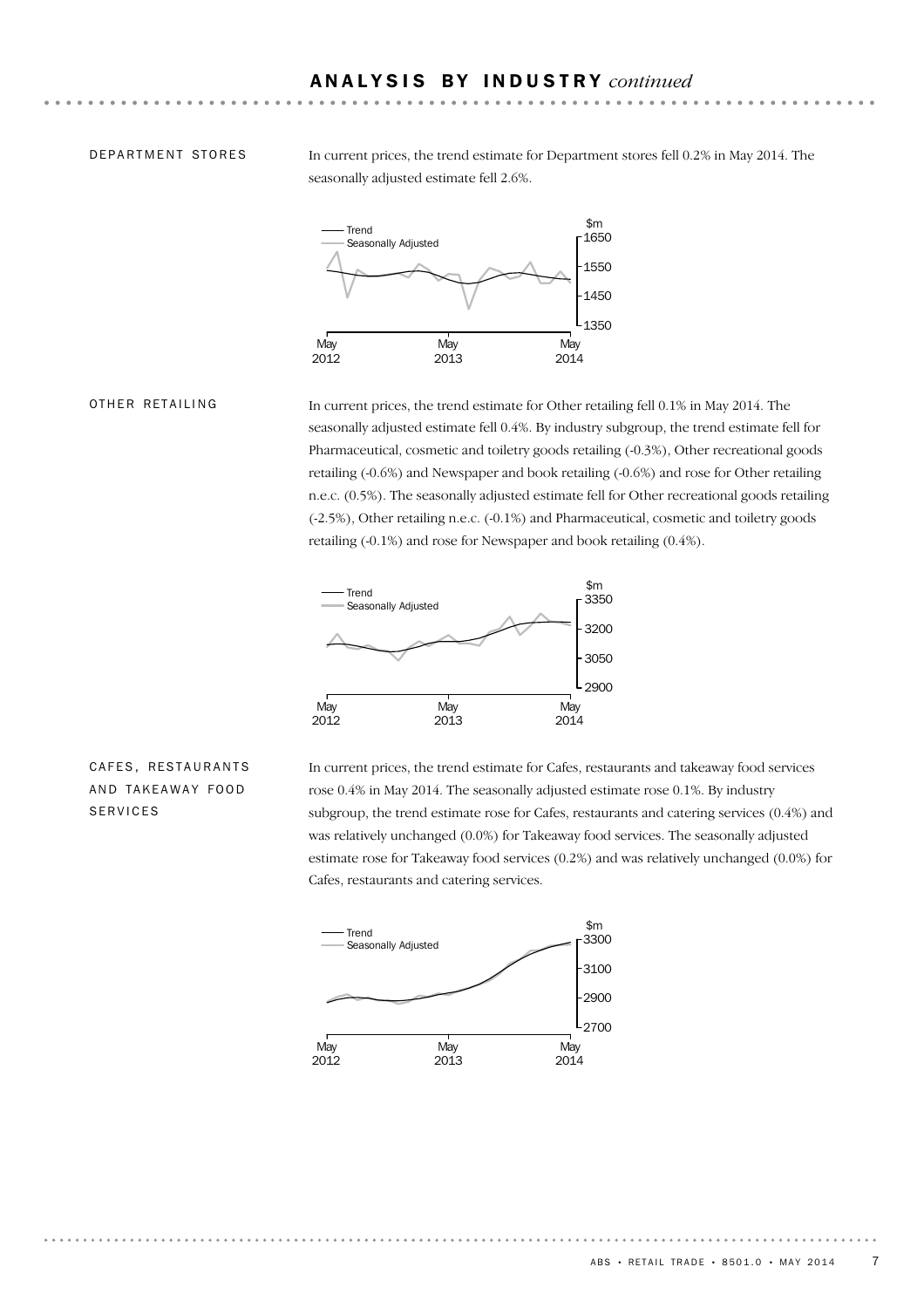## ANALYSIS BY INDUSTRY *continued*

### DEPARTMENT STORES

In current prices, the trend estimate for Department stores fell 0.2% in May 2014. The seasonally adjusted estimate fell 2.6%.

### OTHER RETAILING

In current prices, the trend estimate for Other retailing fell 0.1% in May 2014. The seasonally adjusted estimate fell 0.4%. By industry subgroup, the trend estimate fell for Pharmaceutical, cosmetic and toiletry goods retailing (-0.3%), Other recreational goods retailing (-0.6%) and Newspaper and book retailing (-0.6%) and rose for Other retailing n.e.c. (0.5%). The seasonally adjusted estimate fell for Other recreational goods retailing (-2.5%), Other retailing n.e.c. (-0.1%) and Pharmaceutical, cosmetic and toiletry goods retailing (-0.1%) and rose for Newspaper and book retailing (0.4%).

### CAFES, RESTAURANTS AND TAKEAWAY FOOD SERVICES

In current prices, the trend estimate for Cafes, restaurants and takeaway food services rose 0.4% in May 2014. The seasonally adjusted estimate rose 0.1%. By industry subgroup, the trend estimate rose for Cafes, restaurants and catering services (0.4%) and was relatively unchanged (0.0%) for Takeaway food services. The seasonally adjusted estimate rose for Takeaway food services (0.2%) and was relatively unchanged (0.0%) for Cafes, restaurants and catering services.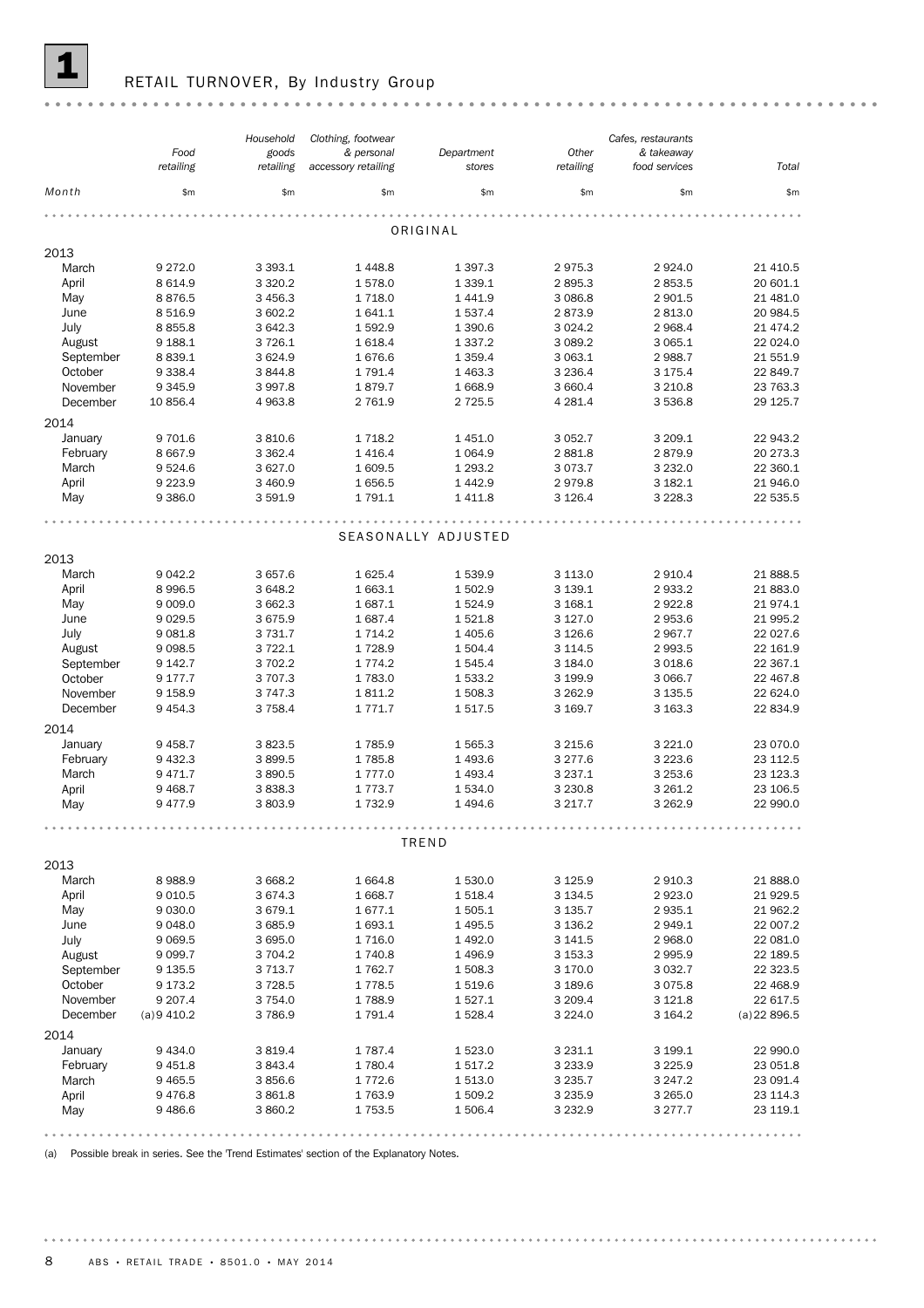## 1 RETAIL TURNOVER, By Industry Group

| Month | Food retailing | Household goods retailing | Clothing, footwear & personal accessory retailing | Department stores | Other retailing | Cafes, restaurants & takeaway food services | Total |
|---|---|---|---|---|---|---|---|
| | $m | $m | $m | $m | $m | $m | $m |
| **ORIGINAL** | | | | | | | |
| **2013** | | | | | | | |
| March | 9 272.0 | 3 393.1 | 1 448.8 | 1 397.3 | 2 975.3 | 2 924.0 | 21 410.5 |
| April | 8 614.9 | 3 320.2 | 1 578.0 | 1 339.1 | 2 895.3 | 2 853.5 | 20 601.1 |
| May | 8 876.5 | 3 456.3 | 1 718.0 | 1 441.9 | 3 086.8 | 2 901.5 | 21 481.0 |
| June | 8 516.9 | 3 602.2 | 1 641.1 | 1 537.4 | 2 873.9 | 2 813.0 | 20 984.5 |
| July | 8 855.8 | 3 642.3 | 1 592.9 | 1 390.6 | 3 024.2 | 2 968.4 | 21 474.2 |
| August | 9 188.1 | 3 726.1 | 1 618.4 | 1 337.2 | 3 089.2 | 3 065.1 | 22 024.0 |
| September | 8 839.1 | 3 624.9 | 1 676.6 | 1 359.4 | 3 063.1 | 2 988.7 | 21 551.9 |
| October | 9 338.4 | 3 844.8 | 1 791.4 | 1 463.3 | 3 236.4 | 3 175.4 | 22 849.7 |
| November | 9 345.9 | 3 997.8 | 1 879.7 | 1 668.9 | 3 660.4 | 3 210.8 | 23 763.3 |
| December | 10 856.4 | 4 963.8 | 2 761.9 | 2 725.5 | 4 281.4 | 3 536.8 | 29 125.7 |
| **2014** | | | | | | | |
| January | 9 701.6 | 3 810.6 | 1 718.2 | 1 451.0 | 3 052.7 | 3 209.1 | 22 943.2 |
| February | 8 667.9 | 3 362.4 | 1 416.4 | 1 064.9 | 2 881.8 | 2 879.9 | 20 273.3 |
| March | 9 524.6 | 3 627.0 | 1 609.5 | 1 293.2 | 3 073.7 | 3 232.0 | 22 360.1 |
| April | 9 223.9 | 3 460.9 | 1 656.5 | 1 442.9 | 2 979.8 | 3 182.1 | 21 946.0 |
| May | 9 386.0 | 3 591.9 | 1 791.1 | 1 411.8 | 3 126.4 | 3 228.3 | 22 535.5 |
| **SEASONALLY ADJUSTED** | | | | | | | |
| **2013** | | | | | | | |
| March | 9 042.2 | 3 657.6 | 1 625.4 | 1 539.9 | 3 113.0 | 2 910.4 | 21 888.5 |
| April | 8 996.5 | 3 648.2 | 1 663.1 | 1 502.9 | 3 139.1 | 2 933.2 | 21 883.0 |
| May | 9 009.0 | 3 662.3 | 1 687.1 | 1 524.9 | 3 168.1 | 2 922.8 | 21 974.1 |
| June | 9 029.5 | 3 675.9 | 1 687.4 | 1 521.8 | 3 127.0 | 2 953.6 | 21 995.2 |
| July | 9 081.8 | 3 731.7 | 1 714.2 | 1 405.6 | 3 126.6 | 2 967.7 | 22 027.6 |
| August | 9 098.5 | 3 722.1 | 1 728.9 | 1 504.4 | 3 114.5 | 2 993.5 | 22 161.9 |
| September | 9 142.7 | 3 702.2 | 1 774.2 | 1 545.4 | 3 184.0 | 3 018.6 | 22 367.1 |
| October | 9 177.7 | 3 707.3 | 1 783.0 | 1 533.2 | 3 199.9 | 3 066.7 | 22 467.8 |
| November | 9 158.9 | 3 747.3 | 1 811.2 | 1 508.3 | 3 262.9 | 3 135.5 | 22 624.0 |
| December | 9 454.3 | 3 758.4 | 1 771.7 | 1 517.5 | 3 169.7 | 3 163.3 | 22 834.9 |
| **2014** | | | | | | | |
| January | 9 458.7 | 3 823.5 | 1 785.9 | 1 565.3 | 3 215.6 | 3 221.0 | 23 070.0 |
| February | 9 432.3 | 3 899.5 | 1 785.8 | 1 493.6 | 3 277.6 | 3 223.6 | 23 112.5 |
| March | 9 471.7 | 3 890.5 | 1 777.0 | 1 493.4 | 3 237.1 | 3 253.6 | 23 123.3 |
| April | 9 468.7 | 3 838.3 | 1 773.7 | 1 534.0 | 3 230.8 | 3 261.2 | 23 106.5 |
| May | 9 477.9 | 3 803.9 | 1 732.9 | 1 494.6 | 3 217.7 | 3 262.9 | 22 990.0 |
| **TREND** | | | | | | | |
| **2013** | | | | | | | |
| March | 8 988.9 | 3 668.2 | 1 664.8 | 1 530.0 | 3 125.9 | 2 910.3 | 21 888.0 |
| April | 9 010.5 | 3 674.3 | 1 668.7 | 1 518.4 | 3 134.5 | 2 923.0 | 21 929.5 |
| May | 9 030.0 | 3 679.1 | 1 677.1 | 1 505.1 | 3 135.7 | 2 935.1 | 21 962.2 |
| June | 9 048.0 | 3 685.9 | 1 693.1 | 1 495.5 | 3 136.2 | 2 949.1 | 22 007.2 |
| July | 9 069.5 | 3 695.0 | 1 716.0 | 1 492.0 | 3 141.5 | 2 968.0 | 22 081.0 |
| August | 9 099.7 | 3 704.2 | 1 740.8 | 1 496.9 | 3 153.3 | 2 995.9 | 22 189.5 |
| September | 9 135.5 | 3 713.7 | 1 762.7 | 1 508.3 | 3 170.0 | 3 032.7 | 22 323.5 |
| October | 9 173.2 | 3 728.5 | 1 778.5 | 1 519.6 | 3 189.6 | 3 075.8 | 22 468.9 |
| November | 9 207.4 | 3 754.0 | 1 788.9 | 1 527.1 | 3 209.4 | 3 121.8 | 22 617.5 |
| December | (a) 9 410.2 | 3 786.9 | 1 791.4 | 1 528.4 | 3 224.0 | 3 164.2 | (a) 22 896.5 |
| **2014** | | | | | | | |
| January | 9 434.0 | 3 819.4 | 1 787.4 | 1 523.0 | 3 231.1 | 3 199.1 | 22 990.0 |
| February | 9 451.8 | 3 843.4 | 1 780.4 | 1 517.2 | 3 233.9 | 3 225.9 | 23 051.8 |
| March | 9 465.5 | 3 856.6 | 1 772.6 | 1 513.0 | 3 235.7 | 3 247.2 | 23 091.4 |
| April | 9 476.8 | 3 861.8 | 1 763.9 | 1 509.2 | 3 235.9 | 3 265.0 | 23 114.3 |
| May | 9 486.6 | 3 860.2 | 1 753.5 | 1 506.4 | 3 232.9 | 3 277.7 | 23 119.1 |

(a) Possible break in series. See the 'Trend Estimates' section of the Explanatory Notes.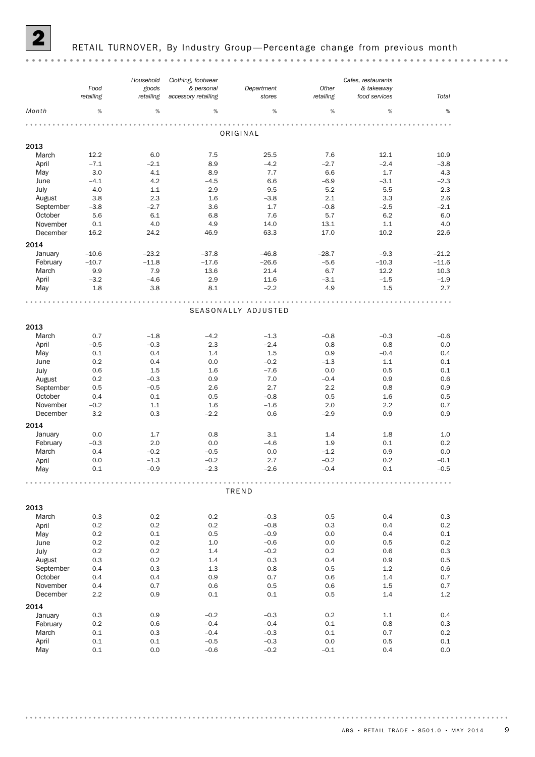## 2 RETAIL TURNOVER, By Industry Group—Percentage change from previous month

| Month | Food retailing | Household goods retailing | Clothing, footwear & personal accessory retailing | Department stores | Other retailing | Cafes, restaurants & takeaway food services | Total |
|---|---|---|---|---|---|---|---|
| | % | % | % | % | % | % | % |
| **ORIGINAL** | | | | | | | |
| **2013** | | | | | | | |
| March | 12.2 | 6.0 | 7.5 | 25.5 | 7.6 | 12.1 | 10.9 |
| April | –7.1 | –2.1 | 8.9 | –4.2 | –2.7 | –2.4 | –3.8 |
| May | 3.0 | 4.1 | 8.9 | 7.7 | 6.6 | 1.7 | 4.3 |
| June | –4.1 | 4.2 | –4.5 | 6.6 | –6.9 | –3.1 | –2.3 |
| July | 4.0 | 1.1 | –2.9 | –9.5 | 5.2 | 5.5 | 2.3 |
| August | 3.8 | 2.3 | 1.6 | –3.8 | 2.1 | 3.3 | 2.6 |
| September | –3.8 | –2.7 | 3.6 | 1.7 | –0.8 | –2.5 | –2.1 |
| October | 5.6 | 6.1 | 6.8 | 7.6 | 5.7 | 6.2 | 6.0 |
| November | 0.1 | 4.0 | 4.9 | 14.0 | 13.1 | 1.1 | 4.0 |
| December | 16.2 | 24.2 | 46.9 | 63.3 | 17.0 | 10.2 | 22.6 |
| **2014** | | | | | | | |
| January | –10.6 | –23.2 | –37.8 | –46.8 | –28.7 | –9.3 | –21.2 |
| February | –10.7 | –11.8 | –17.6 | –26.6 | –5.6 | –10.3 | –11.6 |
| March | 9.9 | 7.9 | 13.6 | 21.4 | 6.7 | 12.2 | 10.3 |
| April | –3.2 | –4.6 | 2.9 | 11.6 | –3.1 | –1.5 | –1.9 |
| May | 1.8 | 3.8 | 8.1 | –2.2 | 4.9 | 1.5 | 2.7 |
| **SEASONALLY ADJUSTED** | | | | | | | |
| **2013** | | | | | | | |
| March | 0.7 | –1.8 | –4.2 | –1.3 | –0.8 | –0.3 | –0.6 |
| April | –0.5 | –0.3 | 2.3 | –2.4 | 0.8 | 0.8 | 0.0 |
| May | 0.1 | 0.4 | 1.4 | 1.5 | 0.9 | –0.4 | 0.4 |
| June | 0.2 | 0.4 | 0.0 | –0.2 | –1.3 | 1.1 | 0.1 |
| July | 0.6 | 1.5 | 1.6 | –7.6 | 0.0 | 0.5 | 0.1 |
| August | 0.2 | –0.3 | 0.9 | 7.0 | –0.4 | 0.9 | 0.6 |
| September | 0.5 | –0.5 | 2.6 | 2.7 | 2.2 | 0.8 | 0.9 |
| October | 0.4 | 0.1 | 0.5 | –0.8 | 0.5 | 1.6 | 0.5 |
| November | –0.2 | 1.1 | 1.6 | –1.6 | 2.0 | 2.2 | 0.7 |
| December | 3.2 | 0.3 | –2.2 | 0.6 | –2.9 | 0.9 | 0.9 |
| **2014** | | | | | | | |
| January | 0.0 | 1.7 | 0.8 | 3.1 | 1.4 | 1.8 | 1.0 |
| February | –0.3 | 2.0 | 0.0 | –4.6 | 1.9 | 0.1 | 0.2 |
| March | 0.4 | –0.2 | –0.5 | 0.0 | –1.2 | 0.9 | 0.0 |
| April | 0.0 | –1.3 | –0.2 | 2.7 | –0.2 | 0.2 | –0.1 |
| May | 0.1 | –0.9 | –2.3 | –2.6 | –0.4 | 0.1 | –0.5 |
| **TREND** | | | | | | | |
| **2013** | | | | | | | |
| March | 0.3 | 0.2 | 0.2 | –0.3 | 0.5 | 0.4 | 0.3 |
| April | 0.2 | 0.2 | 0.2 | –0.8 | 0.3 | 0.4 | 0.2 |
| May | 0.2 | 0.1 | 0.5 | –0.9 | 0.0 | 0.4 | 0.1 |
| June | 0.2 | 0.2 | 1.0 | –0.6 | 0.0 | 0.5 | 0.2 |
| July | 0.2 | 0.2 | 1.4 | –0.2 | 0.2 | 0.6 | 0.3 |
| August | 0.3 | 0.2 | 1.4 | 0.3 | 0.4 | 0.9 | 0.5 |
| September | 0.4 | 0.3 | 1.3 | 0.8 | 0.5 | 1.2 | 0.6 |
| October | 0.4 | 0.4 | 0.9 | 0.7 | 0.6 | 1.4 | 0.7 |
| November | 0.4 | 0.7 | 0.6 | 0.5 | 0.6 | 1.5 | 0.7 |
| December | 2.2 | 0.9 | 0.1 | 0.1 | 0.5 | 1.4 | 1.2 |
| **2014** | | | | | | | |
| January | 0.3 | 0.9 | –0.2 | –0.3 | 0.2 | 1.1 | 0.4 |
| February | 0.2 | 0.6 | –0.4 | –0.4 | 0.1 | 0.8 | 0.3 |
| March | 0.1 | 0.3 | –0.4 | –0.3 | 0.1 | 0.7 | 0.2 |
| April | 0.1 | 0.1 | –0.5 | –0.3 | 0.0 | 0.5 | 0.1 |
| May | 0.1 | 0.0 | –0.6 | –0.2 | –0.1 | 0.4 | 0.0 |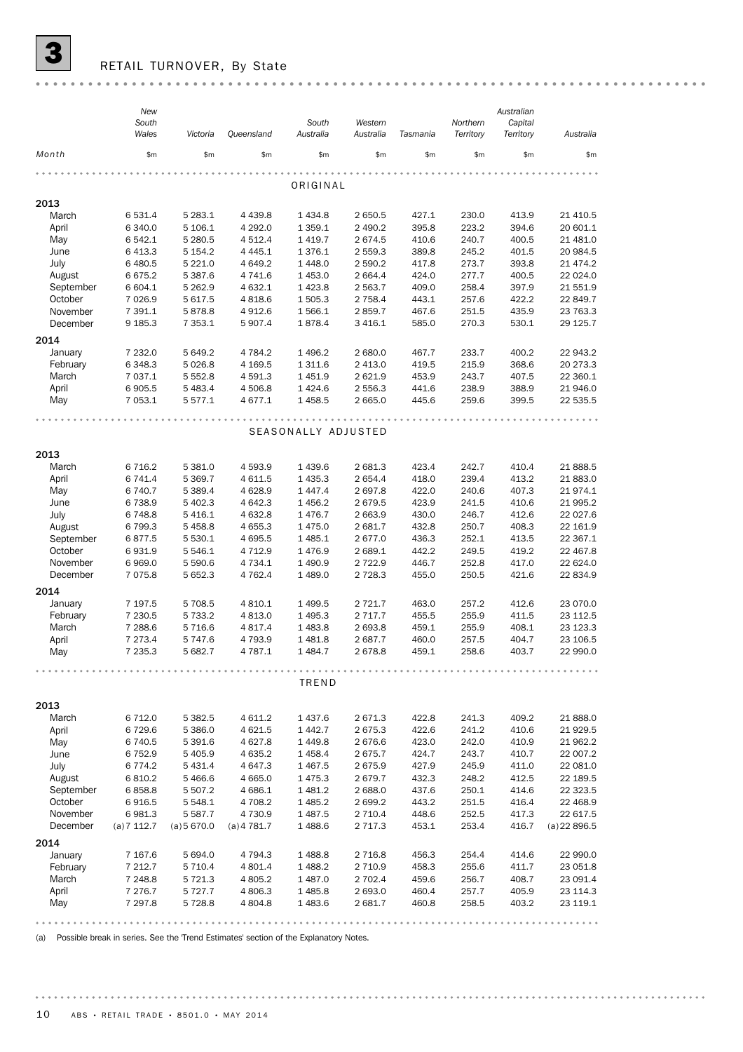# 3 RETAIL TURNOVER, By State

| Month | New South Wales | Victoria | Queensland | South Australia | Western Australia | Tasmania | Northern Territory | Australian Capital Territory | Australia |
|---|---|---|---|---|---|---|---|---|---|
| | $m | $m | $m | $m | $m | $m | $m | $m | $m |
| **ORIGINAL** | | | | | | | | | |
| **2013** | | | | | | | | | |
| March | 6 531.4 | 5 283.1 | 4 439.8 | 1 434.8 | 2 650.5 | 427.1 | 230.0 | 413.9 | 21 410.5 |
| April | 6 340.0 | 5 106.1 | 4 292.0 | 1 359.1 | 2 490.2 | 395.8 | 223.2 | 394.6 | 20 601.1 |
| May | 6 542.1 | 5 280.5 | 4 512.4 | 1 419.7 | 2 674.5 | 410.6 | 240.7 | 400.5 | 21 481.0 |
| June | 6 413.3 | 5 154.2 | 4 445.1 | 1 376.1 | 2 559.3 | 389.8 | 245.2 | 401.5 | 20 984.5 |
| July | 6 480.5 | 5 221.0 | 4 649.2 | 1 448.0 | 2 590.2 | 417.8 | 273.7 | 393.8 | 21 474.2 |
| August | 6 675.2 | 5 387.6 | 4 741.6 | 1 453.0 | 2 664.4 | 424.0 | 277.7 | 400.5 | 22 024.0 |
| September | 6 604.1 | 5 262.9 | 4 632.1 | 1 423.8 | 2 563.7 | 409.0 | 258.4 | 397.9 | 21 551.9 |
| October | 7 026.9 | 5 617.5 | 4 818.6 | 1 505.3 | 2 758.4 | 443.1 | 257.6 | 422.2 | 22 849.7 |
| November | 7 391.1 | 5 878.8 | 4 912.6 | 1 566.1 | 2 859.7 | 467.6 | 251.5 | 435.9 | 23 763.3 |
| December | 9 185.3 | 7 353.1 | 5 907.4 | 1 878.4 | 3 416.1 | 585.0 | 270.3 | 530.1 | 29 125.7 |
| **2014** | | | | | | | | | |
| January | 7 232.0 | 5 649.2 | 4 784.2 | 1 496.2 | 2 680.0 | 467.7 | 233.7 | 400.2 | 22 943.2 |
| February | 6 348.3 | 5 026.8 | 4 169.5 | 1 311.6 | 2 413.0 | 419.5 | 215.9 | 368.6 | 20 273.3 |
| March | 7 037.1 | 5 552.8 | 4 591.3 | 1 451.9 | 2 621.9 | 453.9 | 243.7 | 407.5 | 22 360.1 |
| April | 6 905.5 | 5 483.4 | 4 506.8 | 1 424.6 | 2 556.3 | 441.6 | 238.9 | 388.9 | 21 946.0 |
| May | 7 053.1 | 5 577.1 | 4 677.1 | 1 458.5 | 2 665.0 | 445.6 | 259.6 | 399.5 | 22 535.5 |
| **SEASONALLY ADJUSTED** | | | | | | | | | |
| **2013** | | | | | | | | | |
| March | 6 716.2 | 5 381.0 | 4 593.9 | 1 439.6 | 2 681.3 | 423.4 | 242.7 | 410.4 | 21 888.5 |
| April | 6 741.4 | 5 369.7 | 4 611.5 | 1 435.3 | 2 654.4 | 418.0 | 239.4 | 413.2 | 21 883.0 |
| May | 6 740.7 | 5 389.4 | 4 628.9 | 1 447.4 | 2 697.8 | 422.0 | 240.6 | 407.3 | 21 974.1 |
| June | 6 738.9 | 5 402.3 | 4 642.3 | 1 456.2 | 2 679.5 | 423.9 | 241.5 | 410.6 | 21 995.2 |
| July | 6 748.8 | 5 416.1 | 4 632.8 | 1 476.7 | 2 663.9 | 430.0 | 246.7 | 412.6 | 22 027.6 |
| August | 6 799.3 | 5 458.8 | 4 655.3 | 1 475.0 | 2 681.7 | 432.8 | 250.7 | 408.3 | 22 161.9 |
| September | 6 877.5 | 5 530.1 | 4 695.5 | 1 485.1 | 2 677.0 | 436.3 | 252.1 | 413.5 | 22 367.1 |
| October | 6 931.9 | 5 546.1 | 4 712.9 | 1 476.9 | 2 689.1 | 442.2 | 249.5 | 419.2 | 22 467.8 |
| November | 6 969.0 | 5 590.6 | 4 734.1 | 1 490.9 | 2 722.9 | 446.7 | 252.8 | 417.0 | 22 624.0 |
| December | 7 075.8 | 5 652.3 | 4 762.4 | 1 489.0 | 2 728.3 | 455.0 | 250.5 | 421.6 | 22 834.9 |
| **2014** | | | | | | | | | |
| January | 7 197.5 | 5 708.5 | 4 810.1 | 1 499.5 | 2 721.7 | 463.0 | 257.2 | 412.6 | 23 070.0 |
| February | 7 230.5 | 5 733.2 | 4 813.0 | 1 495.3 | 2 717.7 | 455.5 | 255.9 | 411.5 | 23 112.5 |
| March | 7 288.6 | 5 716.6 | 4 817.4 | 1 483.8 | 2 693.8 | 459.1 | 255.9 | 408.1 | 23 123.3 |
| April | 7 273.4 | 5 747.6 | 4 793.9 | 1 481.8 | 2 687.7 | 460.0 | 257.5 | 404.7 | 23 106.5 |
| May | 7 235.3 | 5 682.7 | 4 787.1 | 1 484.7 | 2 678.8 | 459.1 | 258.6 | 403.7 | 22 990.0 |
| **TREND** | | | | | | | | | |
| **2013** | | | | | | | | | |
| March | 6 712.0 | 5 382.5 | 4 611.2 | 1 437.6 | 2 671.3 | 422.8 | 241.3 | 409.2 | 21 888.0 |
| April | 6 729.6 | 5 386.0 | 4 621.5 | 1 442.7 | 2 675.3 | 422.6 | 241.2 | 410.6 | 21 929.5 |
| May | 6 740.5 | 5 391.6 | 4 627.8 | 1 449.8 | 2 676.6 | 423.0 | 242.0 | 410.9 | 21 962.2 |
| June | 6 752.9 | 5 405.9 | 4 635.2 | 1 458.4 | 2 675.7 | 424.7 | 243.7 | 410.7 | 22 007.2 |
| July | 6 774.2 | 5 431.4 | 4 647.3 | 1 467.5 | 2 675.9 | 427.9 | 245.9 | 411.0 | 22 081.0 |
| August | 6 810.2 | 5 466.6 | 4 665.0 | 1 475.3 | 2 679.7 | 432.3 | 248.2 | 412.5 | 22 189.5 |
| September | 6 858.8 | 5 507.2 | 4 686.1 | 1 481.2 | 2 688.0 | 437.6 | 250.1 | 414.6 | 22 323.5 |
| October | 6 916.5 | 5 548.1 | 4 708.2 | 1 485.2 | 2 699.2 | 443.2 | 251.5 | 416.4 | 22 468.9 |
| November | 6 981.3 | 5 587.7 | 4 730.9 | 1 487.5 | 2 710.4 | 448.6 | 252.5 | 417.3 | 22 617.5 |
| December | (a) 7 112.7 | (a) 5 670.0 | (a) 4 781.7 | 1 488.6 | 2 717.3 | 453.1 | 253.4 | 416.7 | (a) 22 896.5 |
| **2014** | | | | | | | | | |
| January | 7 167.6 | 5 694.0 | 4 794.3 | 1 488.8 | 2 716.8 | 456.3 | 254.4 | 414.6 | 22 990.0 |
| February | 7 212.7 | 5 710.4 | 4 801.4 | 1 488.2 | 2 710.9 | 458.3 | 255.6 | 411.7 | 23 051.8 |
| March | 7 248.8 | 5 721.3 | 4 805.2 | 1 487.0 | 2 702.4 | 459.6 | 256.7 | 408.7 | 23 091.4 |
| April | 7 276.7 | 5 727.7 | 4 806.3 | 1 485.8 | 2 693.0 | 460.4 | 257.7 | 405.9 | 23 114.3 |
| May | 7 297.8 | 5 728.8 | 4 804.8 | 1 483.6 | 2 681.7 | 460.8 | 258.5 | 403.2 | 23 119.1 |

(a) Possible break in series. See the 'Trend Estimates' section of the Explanatory Notes.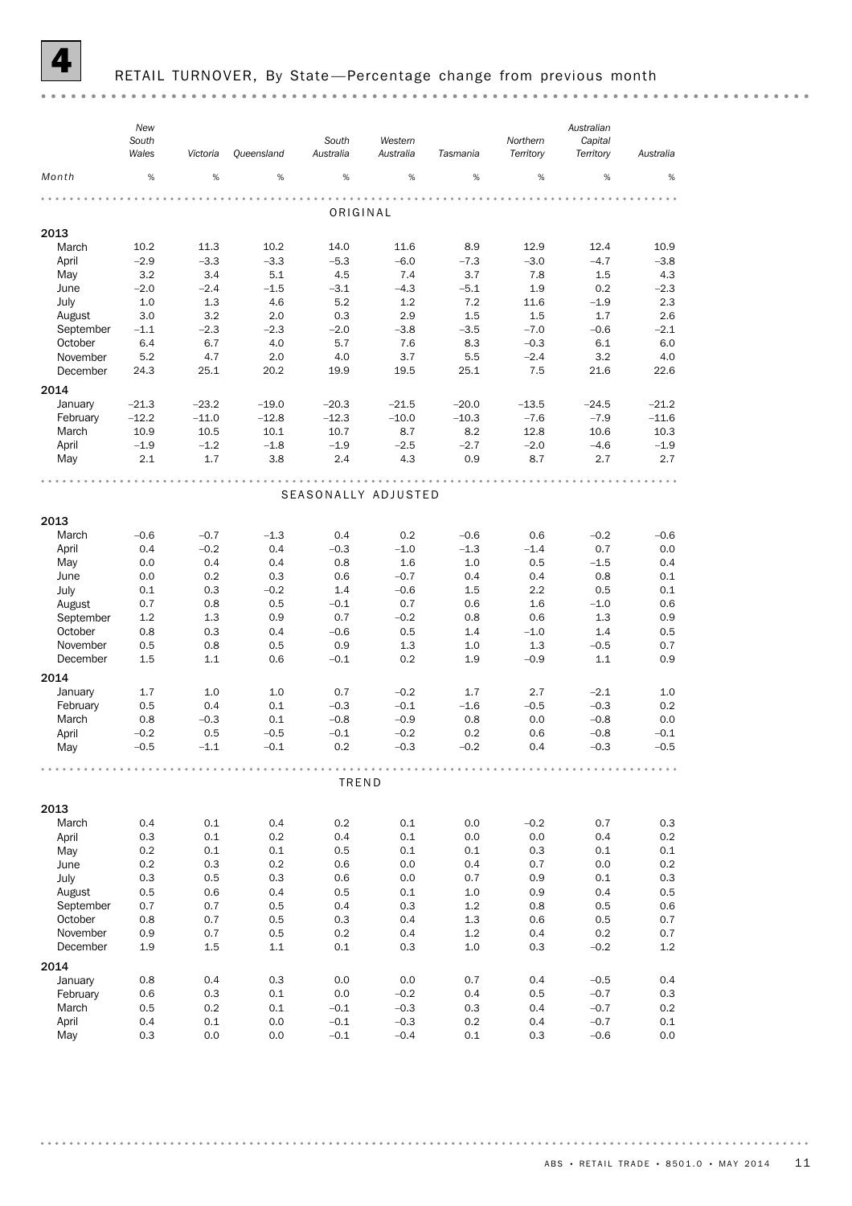# 4 RETAIL TURNOVER, By State—Percentage change from previous month

| Month | New South Wales | Victoria | Queensland | South Australia | Western Australia | Tasmania | Northern Territory | Australian Capital Territory | Australia |
|---|---|---|---|---|---|---|---|---|---|
| | % | % | % | % | % | % | % | % | % |
| **ORIGINAL** | | | | | | | | | |
| **2013** | | | | | | | | | |
| March | 10.2 | 11.3 | 10.2 | 14.0 | 11.6 | 8.9 | 12.9 | 12.4 | 10.9 |
| April | –2.9 | –3.3 | –3.3 | –5.3 | –6.0 | –7.3 | –3.0 | –4.7 | –3.8 |
| May | 3.2 | 3.4 | 5.1 | 4.5 | 7.4 | 3.7 | 7.8 | 1.5 | 4.3 |
| June | –2.0 | –2.4 | –1.5 | –3.1 | –4.3 | –5.1 | 1.9 | 0.2 | –2.3 |
| July | 1.0 | 1.3 | 4.6 | 5.2 | 1.2 | 7.2 | 11.6 | –1.9 | 2.3 |
| August | 3.0 | 3.2 | 2.0 | 0.3 | 2.9 | 1.5 | 1.5 | 1.7 | 2.6 |
| September | –1.1 | –2.3 | –2.3 | –2.0 | –3.8 | –3.5 | –7.0 | –0.6 | –2.1 |
| October | 6.4 | 6.7 | 4.0 | 5.7 | 7.6 | 8.3 | –0.3 | 6.1 | 6.0 |
| November | 5.2 | 4.7 | 2.0 | 4.0 | 3.7 | 5.5 | –2.4 | 3.2 | 4.0 |
| December | 24.3 | 25.1 | 20.2 | 19.9 | 19.5 | 25.1 | 7.5 | 21.6 | 22.6 |
| **2014** | | | | | | | | | |
| January | –21.3 | –23.2 | –19.0 | –20.3 | –21.5 | –20.0 | –13.5 | –24.5 | –21.2 |
| February | –12.2 | –11.0 | –12.8 | –12.3 | –10.0 | –10.3 | –7.6 | –7.9 | –11.6 |
| March | 10.9 | 10.5 | 10.1 | 10.7 | 8.7 | 8.2 | 12.8 | 10.6 | 10.3 |
| April | –1.9 | –1.2 | –1.8 | –1.9 | –2.5 | –2.7 | –2.0 | –4.6 | –1.9 |
| May | 2.1 | 1.7 | 3.8 | 2.4 | 4.3 | 0.9 | 8.7 | 2.7 | 2.7 |
| **SEASONALLY ADJUSTED** | | | | | | | | | |
| **2013** | | | | | | | | | |
| March | –0.6 | –0.7 | –1.3 | 0.4 | 0.2 | –0.6 | 0.6 | –0.2 | –0.6 |
| April | 0.4 | –0.2 | 0.4 | –0.3 | –1.0 | –1.3 | –1.4 | 0.7 | 0.0 |
| May | 0.0 | 0.4 | 0.4 | 0.8 | 1.6 | 1.0 | 0.5 | –1.5 | 0.4 |
| June | 0.0 | 0.2 | 0.3 | 0.6 | –0.7 | 0.4 | 0.4 | 0.8 | 0.1 |
| July | 0.1 | 0.3 | –0.2 | 1.4 | –0.6 | 1.5 | 2.2 | 0.5 | 0.1 |
| August | 0.7 | 0.8 | 0.5 | –0.1 | 0.7 | 0.6 | 1.6 | –1.0 | 0.6 |
| September | 1.2 | 1.3 | 0.9 | 0.7 | –0.2 | 0.8 | 0.6 | 1.3 | 0.9 |
| October | 0.8 | 0.3 | 0.4 | –0.6 | 0.5 | 1.4 | –1.0 | 1.4 | 0.5 |
| November | 0.5 | 0.8 | 0.5 | 0.9 | 1.3 | 1.0 | 1.3 | –0.5 | 0.7 |
| December | 1.5 | 1.1 | 0.6 | –0.1 | 0.2 | 1.9 | –0.9 | 1.1 | 0.9 |
| **2014** | | | | | | | | | |
| January | 1.7 | 1.0 | 1.0 | 0.7 | –0.2 | 1.7 | 2.7 | –2.1 | 1.0 |
| February | 0.5 | 0.4 | 0.1 | –0.3 | –0.1 | –1.6 | –0.5 | –0.3 | 0.2 |
| March | 0.8 | –0.3 | 0.1 | –0.8 | –0.9 | 0.8 | 0.0 | –0.8 | 0.0 |
| April | –0.2 | 0.5 | –0.5 | –0.1 | –0.2 | 0.2 | 0.6 | –0.8 | –0.1 |
| May | –0.5 | –1.1 | –0.1 | 0.2 | –0.3 | –0.2 | 0.4 | –0.3 | –0.5 |
| **TREND** | | | | | | | | | |
| **2013** | | | | | | | | | |
| March | 0.4 | 0.1 | 0.4 | 0.2 | 0.1 | 0.0 | –0.2 | 0.7 | 0.3 |
| April | 0.3 | 0.1 | 0.2 | 0.4 | 0.1 | 0.0 | 0.0 | 0.4 | 0.2 |
| May | 0.2 | 0.1 | 0.1 | 0.5 | 0.1 | 0.1 | 0.3 | 0.1 | 0.1 |
| June | 0.2 | 0.3 | 0.2 | 0.6 | 0.0 | 0.4 | 0.7 | 0.0 | 0.2 |
| July | 0.3 | 0.5 | 0.3 | 0.6 | 0.0 | 0.7 | 0.9 | 0.1 | 0.3 |
| August | 0.5 | 0.6 | 0.4 | 0.5 | 0.1 | 1.0 | 0.9 | 0.4 | 0.5 |
| September | 0.7 | 0.7 | 0.5 | 0.4 | 0.3 | 1.2 | 0.8 | 0.5 | 0.6 |
| October | 0.8 | 0.7 | 0.5 | 0.3 | 0.4 | 1.3 | 0.6 | 0.5 | 0.7 |
| November | 0.9 | 0.7 | 0.5 | 0.2 | 0.4 | 1.2 | 0.4 | 0.2 | 0.7 |
| December | 1.9 | 1.5 | 1.1 | 0.1 | 0.3 | 1.0 | 0.3 | –0.2 | 1.2 |
| **2014** | | | | | | | | | |
| January | 0.8 | 0.4 | 0.3 | 0.0 | 0.0 | 0.7 | 0.4 | –0.5 | 0.4 |
| February | 0.6 | 0.3 | 0.1 | 0.0 | –0.2 | 0.4 | 0.5 | –0.7 | 0.3 |
| March | 0.5 | 0.2 | 0.1 | –0.1 | –0.3 | 0.3 | 0.4 | –0.7 | 0.2 |
| April | 0.4 | 0.1 | 0.0 | –0.1 | –0.3 | 0.2 | 0.4 | –0.7 | 0.1 |
| May | 0.3 | 0.0 | 0.0 | –0.1 | –0.4 | 0.1 | 0.3 | –0.6 | 0.0 |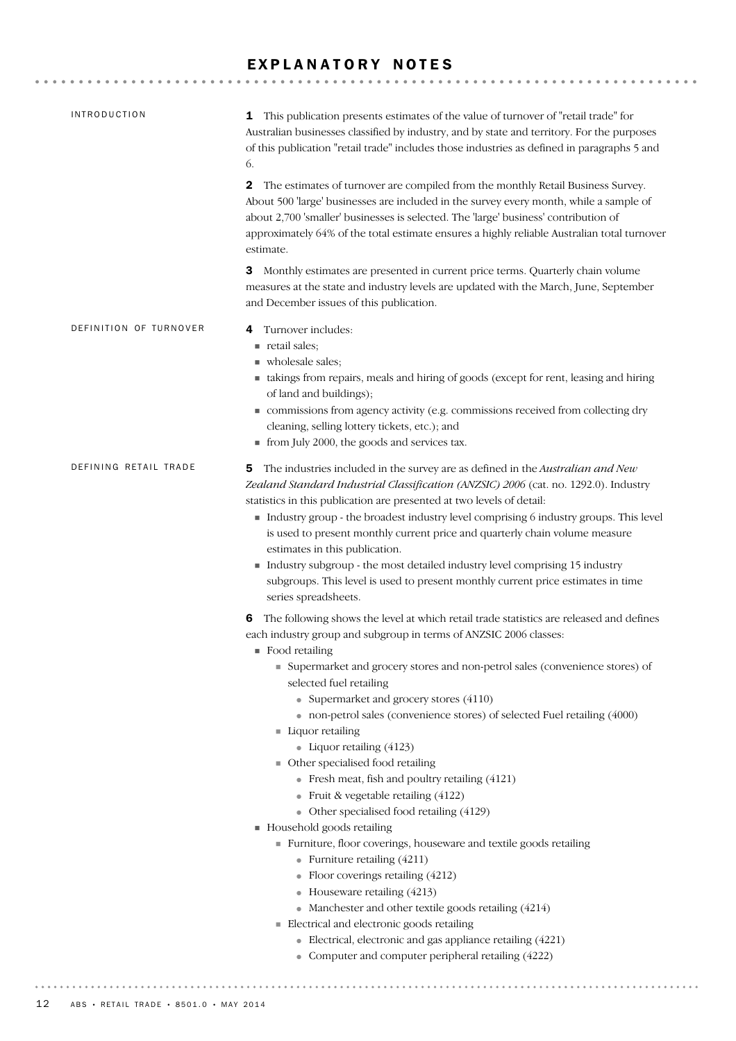# EXPLANATORY NOTES

## INTRODUCTION

**1** This publication presents estimates of the value of turnover of "retail trade" for Australian businesses classified by industry, and by state and territory. For the purposes of this publication "retail trade" includes those industries as defined in paragraphs 5 and 6.

**2** The estimates of turnover are compiled from the monthly Retail Business Survey. About 500 'large' businesses are included in the survey every month, while a sample of about 2,700 'smaller' businesses is selected. The 'large' business' contribution of approximately 64% of the total estimate ensures a highly reliable Australian total turnover estimate.

**3** Monthly estimates are presented in current price terms. Quarterly chain volume measures at the state and industry levels are updated with the March, June, September and December issues of this publication.

## DEFINITION OF TURNOVER

**4** Turnover includes:

- retail sales;
- wholesale sales;
- takings from repairs, meals and hiring of goods (except for rent, leasing and hiring of land and buildings);
- commissions from agency activity (e.g. commissions received from collecting dry cleaning, selling lottery tickets, etc.); and
- from July 2000, the goods and services tax.

## DEFINING RETAIL TRADE

**5** The industries included in the survey are as defined in the *Australian and New Zealand Standard Industrial Classification (ANZSIC) 2006* (cat. no. 1292.0). Industry statistics in this publication are presented at two levels of detail:

- Industry group - the broadest industry level comprising 6 industry groups. This level is used to present monthly current price and quarterly chain volume measure estimates in this publication.
- Industry subgroup - the most detailed industry level comprising 15 industry subgroups. This level is used to present monthly current price estimates in time series spreadsheets.

**6** The following shows the level at which retail trade statistics are released and defines each industry group and subgroup in terms of ANZSIC 2006 classes:

- Food retailing
  - Supermarket and grocery stores and non-petrol sales (convenience stores) of selected fuel retailing
    - Supermarket and grocery stores (4110)
    - non-petrol sales (convenience stores) of selected Fuel retailing (4000)
  - Liquor retailing
    - Liquor retailing (4123)
  - Other specialised food retailing
    - Fresh meat, fish and poultry retailing (4121)
    - Fruit & vegetable retailing (4122)
    - Other specialised food retailing (4129)
- Household goods retailing
  - Furniture, floor coverings, houseware and textile goods retailing
    - Furniture retailing (4211)
    - Floor coverings retailing (4212)
    - Houseware retailing (4213)
    - Manchester and other textile goods retailing (4214)
  - Electrical and electronic goods retailing
    - Electrical, electronic and gas appliance retailing (4221)
    - Computer and computer peripheral retailing (4222)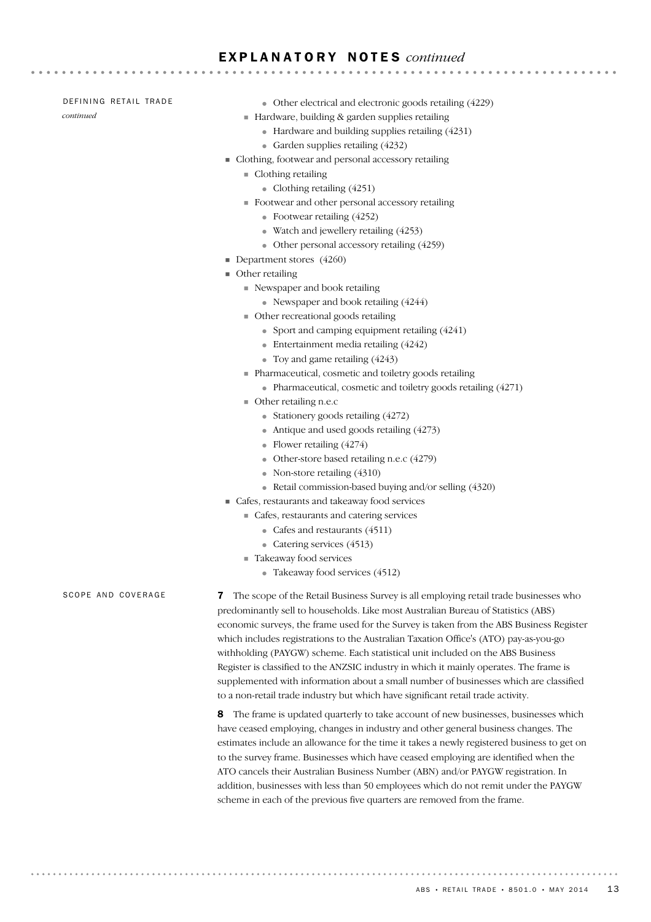# EXPLANATORY NOTES *continued*

## DEFINING RETAIL TRADE *continued*

        - Other electrical and electronic goods retailing (4229)
    - Hardware, building & garden supplies retailing
        - Hardware and building supplies retailing (4231)
        - Garden supplies retailing (4232)
- Clothing, footwear and personal accessory retailing
    - Clothing retailing
        - Clothing retailing (4251)
    - Footwear and other personal accessory retailing
        - Footwear retailing (4252)
        - Watch and jewellery retailing (4253)
        - Other personal accessory retailing (4259)
- Department stores (4260)
- Other retailing
    - Newspaper and book retailing
        - Newspaper and book retailing (4244)
    - Other recreational goods retailing
        - Sport and camping equipment retailing (4241)
        - Entertainment media retailing (4242)
        - Toy and game retailing (4243)
    - Pharmaceutical, cosmetic and toiletry goods retailing
        - Pharmaceutical, cosmetic and toiletry goods retailing (4271)
    - Other retailing n.e.c
        - Stationery goods retailing (4272)
        - Antique and used goods retailing (4273)
        - Flower retailing (4274)
        - Other-store based retailing n.e.c (4279)
        - Non-store retailing (4310)
        - Retail commission-based buying and/or selling (4320)
- Cafes, restaurants and takeaway food services
    - Cafes, restaurants and catering services
        - Cafes and restaurants (4511)
        - Catering services (4513)
    - Takeaway food services
        - Takeaway food services (4512)

## SCOPE AND COVERAGE

**7** The scope of the Retail Business Survey is all employing retail trade businesses who predominantly sell to households. Like most Australian Bureau of Statistics (ABS) economic surveys, the frame used for the Survey is taken from the ABS Business Register which includes registrations to the Australian Taxation Office's (ATO) pay-as-you-go withholding (PAYGW) scheme. Each statistical unit included on the ABS Business Register is classified to the ANZSIC industry in which it mainly operates. The frame is supplemented with information about a small number of businesses which are classified to a non-retail trade industry but which have significant retail trade activity.

**8** The frame is updated quarterly to take account of new businesses, businesses which have ceased employing, changes in industry and other general business changes. The estimates include an allowance for the time it takes a newly registered business to get on to the survey frame. Businesses which have ceased employing are identified when the ATO cancels their Australian Business Number (ABN) and/or PAYGW registration. In addition, businesses with less than 50 employees which do not remit under the PAYGW scheme in each of the previous five quarters are removed from the frame.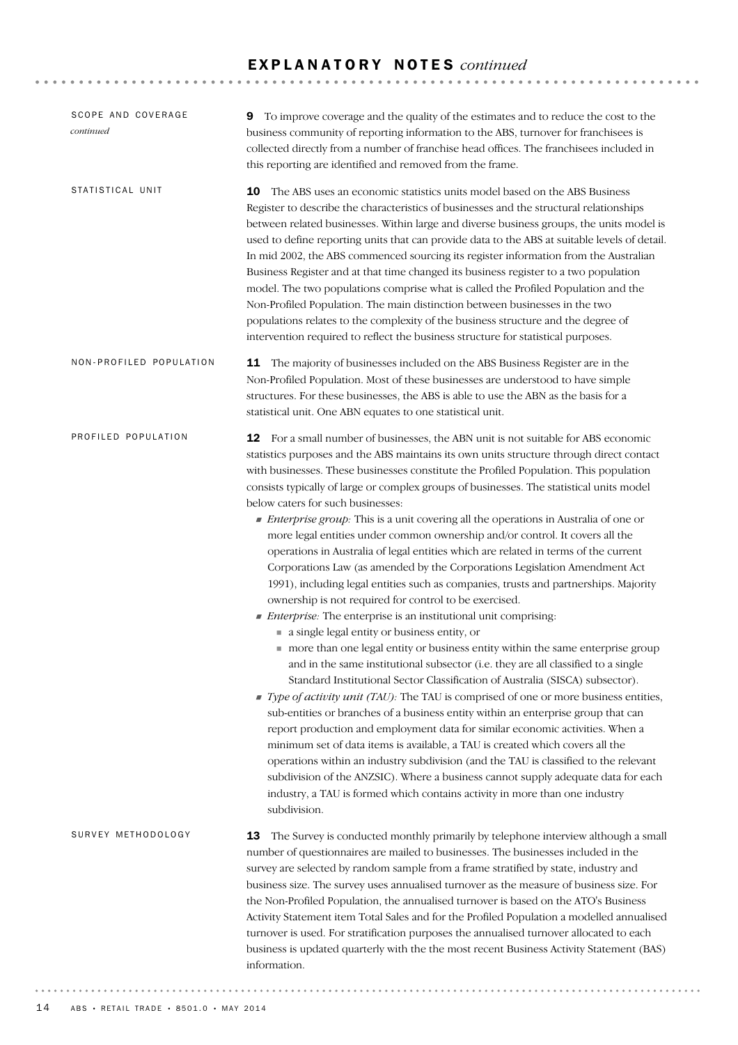# EXPLANATORY NOTES *continued*

## SCOPE AND COVERAGE *continued*

**9** To improve coverage and the quality of the estimates and to reduce the cost to the business community of reporting information to the ABS, turnover for franchisees is collected directly from a number of franchise head offices. The franchisees included in this reporting are identified and removed from the frame.

## STATISTICAL UNIT

**10** The ABS uses an economic statistics units model based on the ABS Business Register to describe the characteristics of businesses and the structural relationships between related businesses. Within large and diverse business groups, the units model is used to define reporting units that can provide data to the ABS at suitable levels of detail. In mid 2002, the ABS commenced sourcing its register information from the Australian Business Register and at that time changed its business register to a two population model. The two populations comprise what is called the Profiled Population and the Non-Profiled Population. The main distinction between businesses in the two populations relates to the complexity of the business structure and the degree of intervention required to reflect the business structure for statistical purposes.

## NON-PROFILED POPULATION

**11** The majority of businesses included on the ABS Business Register are in the Non-Profiled Population. Most of these businesses are understood to have simple structures. For these businesses, the ABS is able to use the ABN as the basis for a statistical unit. One ABN equates to one statistical unit.

## PROFILED POPULATION

**12** For a small number of businesses, the ABN unit is not suitable for ABS economic statistics purposes and the ABS maintains its own units structure through direct contact with businesses. These businesses constitute the Profiled Population. This population consists typically of large or complex groups of businesses. The statistical units model below caters for such businesses:

- *Enterprise group:* This is a unit covering all the operations in Australia of one or more legal entities under common ownership and/or control. It covers all the operations in Australia of legal entities which are related in terms of the current Corporations Law (as amended by the Corporations Legislation Amendment Act 1991), including legal entities such as companies, trusts and partnerships. Majority ownership is not required for control to be exercised.
- *Enterprise:* The enterprise is an institutional unit comprising:
  - a single legal entity or business entity, or
  - more than one legal entity or business entity within the same enterprise group and in the same institutional subsector (i.e. they are all classified to a single Standard Institutional Sector Classification of Australia (SISCA) subsector).
- *Type of activity unit (TAU):* The TAU is comprised of one or more business entities, sub-entities or branches of a business entity within an enterprise group that can report production and employment data for similar economic activities. When a minimum set of data items is available, a TAU is created which covers all the operations within an industry subdivision (and the TAU is classified to the relevant subdivision of the ANZSIC). Where a business cannot supply adequate data for each industry, a TAU is formed which contains activity in more than one industry subdivision.

## SURVEY METHODOLOGY

**13** The Survey is conducted monthly primarily by telephone interview although a small number of questionnaires are mailed to businesses. The businesses included in the survey are selected by random sample from a frame stratified by state, industry and business size. The survey uses annualised turnover as the measure of business size. For the Non-Profiled Population, the annualised turnover is based on the ATO's Business Activity Statement item Total Sales and for the Profiled Population a modelled annualised turnover is used. For stratification purposes the annualised turnover allocated to each business is updated quarterly with the the most recent Business Activity Statement (BAS) information.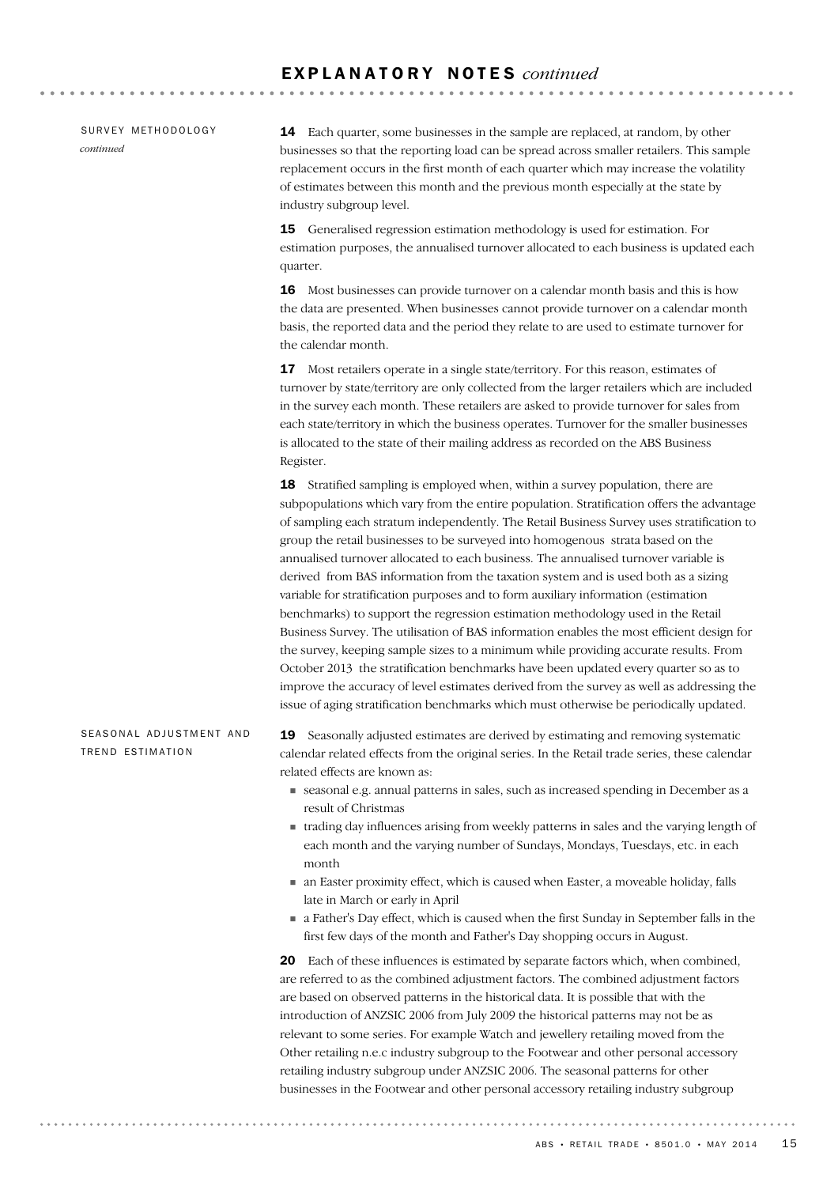## EXPLANATORY NOTES *continued*

SURVEY METHODOLOGY *continued*

**14** Each quarter, some businesses in the sample are replaced, at random, by other businesses so that the reporting load can be spread across smaller retailers. This sample replacement occurs in the first month of each quarter which may increase the volatility of estimates between this month and the previous month especially at the state by industry subgroup level.

**15** Generalised regression estimation methodology is used for estimation. For estimation purposes, the annualised turnover allocated to each business is updated each quarter.

**16** Most businesses can provide turnover on a calendar month basis and this is how the data are presented. When businesses cannot provide turnover on a calendar month basis, the reported data and the period they relate to are used to estimate turnover for the calendar month.

**17** Most retailers operate in a single state/territory. For this reason, estimates of turnover by state/territory are only collected from the larger retailers which are included in the survey each month. These retailers are asked to provide turnover for sales from each state/territory in which the business operates. Turnover for the smaller businesses is allocated to the state of their mailing address as recorded on the ABS Business Register.

**18** Stratified sampling is employed when, within a survey population, there are subpopulations which vary from the entire population. Stratification offers the advantage of sampling each stratum independently. The Retail Business Survey uses stratification to group the retail businesses to be surveyed into homogenous strata based on the annualised turnover allocated to each business. The annualised turnover variable is derived from BAS information from the taxation system and is used both as a sizing variable for stratification purposes and to form auxiliary information (estimation benchmarks) to support the regression estimation methodology used in the Retail Business Survey. The utilisation of BAS information enables the most efficient design for the survey, keeping sample sizes to a minimum while providing accurate results. From October 2013 the stratification benchmarks have been updated every quarter so as to improve the accuracy of level estimates derived from the survey as well as addressing the issue of aging stratification benchmarks which must otherwise be periodically updated.

SEASONAL ADJUSTMENT AND TREND ESTIMATION

**19** Seasonally adjusted estimates are derived by estimating and removing systematic calendar related effects from the original series. In the Retail trade series, these calendar related effects are known as:

- seasonal e.g. annual patterns in sales, such as increased spending in December as a result of Christmas
- trading day influences arising from weekly patterns in sales and the varying length of each month and the varying number of Sundays, Mondays, Tuesdays, etc. in each month
- an Easter proximity effect, which is caused when Easter, a moveable holiday, falls late in March or early in April
- a Father's Day effect, which is caused when the first Sunday in September falls in the first few days of the month and Father's Day shopping occurs in August.

**20** Each of these influences is estimated by separate factors which, when combined, are referred to as the combined adjustment factors. The combined adjustment factors are based on observed patterns in the historical data. It is possible that with the introduction of ANZSIC 2006 from July 2009 the historical patterns may not be as relevant to some series. For example Watch and jewellery retailing moved from the Other retailing n.e.c industry subgroup to the Footwear and other personal accessory retailing industry subgroup under ANZSIC 2006. The seasonal patterns for other businesses in the Footwear and other personal accessory retailing industry subgroup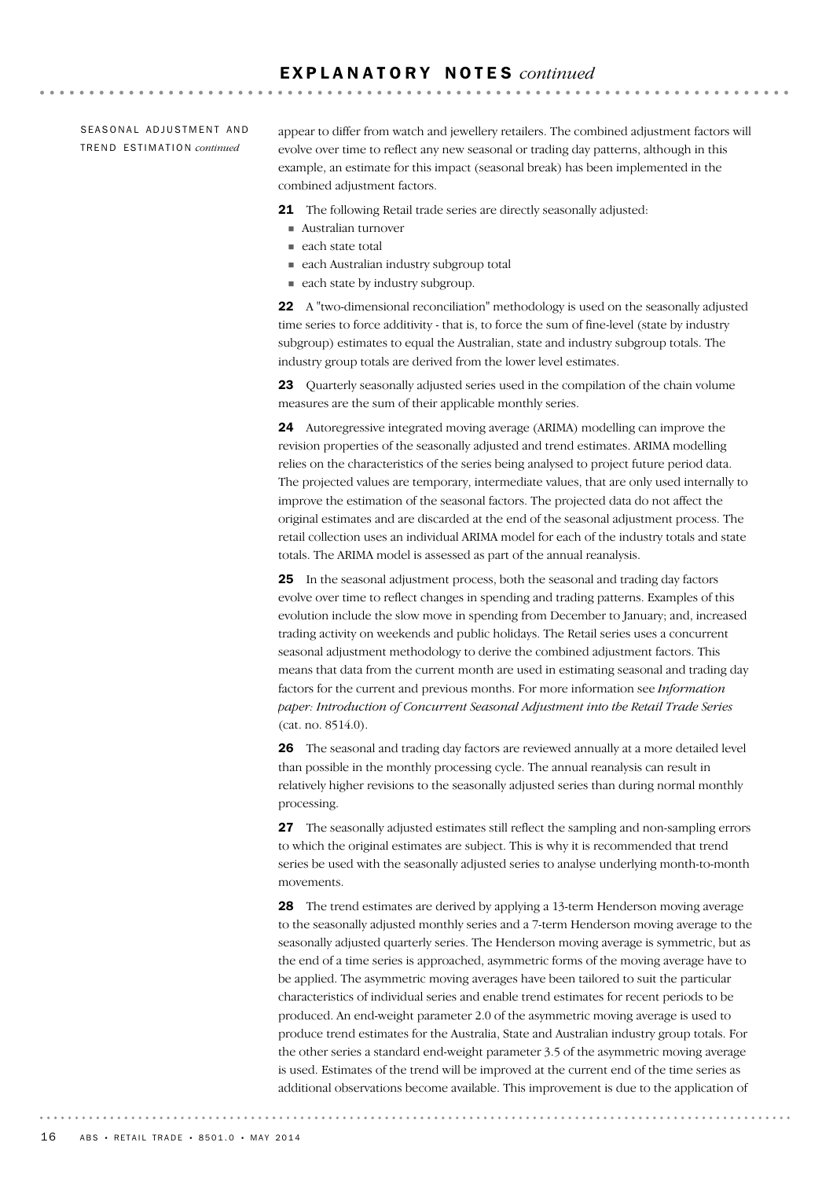## SEASONAL ADJUSTMENT AND TREND ESTIMATION *continued*

appear to differ from watch and jewellery retailers. The combined adjustment factors will evolve over time to reflect any new seasonal or trading day patterns, although in this example, an estimate for this impact (seasonal break) has been implemented in the combined adjustment factors.

**21** The following Retail trade series are directly seasonally adjusted:

- Australian turnover
- each state total
- each Australian industry subgroup total
- each state by industry subgroup.

**22** A "two-dimensional reconciliation" methodology is used on the seasonally adjusted time series to force additivity - that is, to force the sum of fine-level (state by industry subgroup) estimates to equal the Australian, state and industry subgroup totals. The industry group totals are derived from the lower level estimates.

**23** Quarterly seasonally adjusted series used in the compilation of the chain volume measures are the sum of their applicable monthly series.

**24** Autoregressive integrated moving average (ARIMA) modelling can improve the revision properties of the seasonally adjusted and trend estimates. ARIMA modelling relies on the characteristics of the series being analysed to project future period data. The projected values are temporary, intermediate values, that are only used internally to improve the estimation of the seasonal factors. The projected data do not affect the original estimates and are discarded at the end of the seasonal adjustment process. The retail collection uses an individual ARIMA model for each of the industry totals and state totals. The ARIMA model is assessed as part of the annual reanalysis.

**25** In the seasonal adjustment process, both the seasonal and trading day factors evolve over time to reflect changes in spending and trading patterns. Examples of this evolution include the slow move in spending from December to January; and, increased trading activity on weekends and public holidays. The Retail series uses a concurrent seasonal adjustment methodology to derive the combined adjustment factors. This means that data from the current month are used in estimating seasonal and trading day factors for the current and previous months. For more information see *Information paper: Introduction of Concurrent Seasonal Adjustment into the Retail Trade Series* (cat. no. 8514.0).

**26** The seasonal and trading day factors are reviewed annually at a more detailed level than possible in the monthly processing cycle. The annual reanalysis can result in relatively higher revisions to the seasonally adjusted series than during normal monthly processing.

**27** The seasonally adjusted estimates still reflect the sampling and non-sampling errors to which the original estimates are subject. This is why it is recommended that trend series be used with the seasonally adjusted series to analyse underlying month-to-month movements.

**28** The trend estimates are derived by applying a 13-term Henderson moving average to the seasonally adjusted monthly series and a 7-term Henderson moving average to the seasonally adjusted quarterly series. The Henderson moving average is symmetric, but as the end of a time series is approached, asymmetric forms of the moving average have to be applied. The asymmetric moving averages have been tailored to suit the particular characteristics of individual series and enable trend estimates for recent periods to be produced. An end-weight parameter 2.0 of the asymmetric moving average is used to produce trend estimates for the Australia, State and Australian industry group totals. For the other series a standard end-weight parameter 3.5 of the asymmetric moving average is used. Estimates of the trend will be improved at the current end of the time series as additional observations become available. This improvement is due to the application of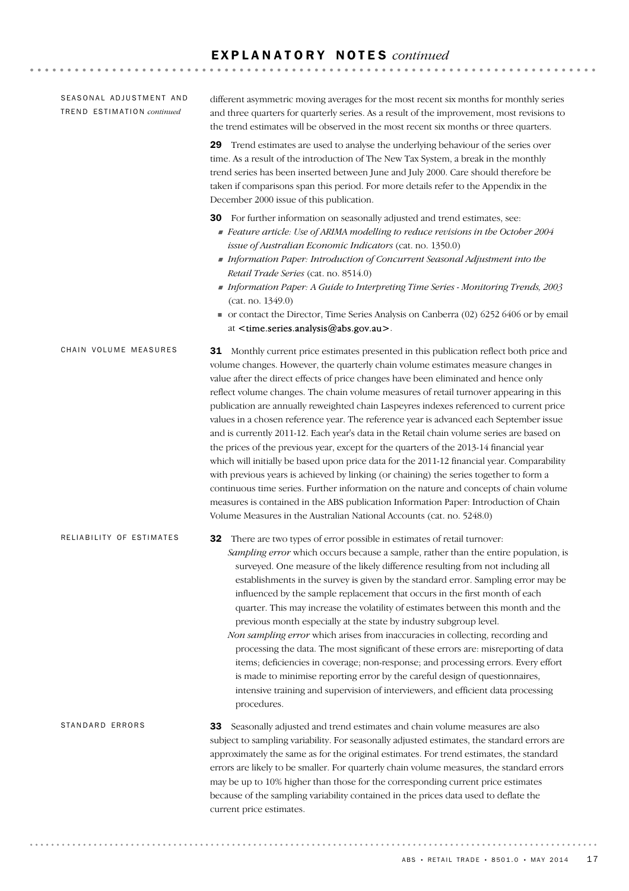## SEASONAL ADJUSTMENT AND TREND ESTIMATION *continued*

different asymmetric moving averages for the most recent six months for monthly series and three quarters for quarterly series. As a result of the improvement, most revisions to the trend estimates will be observed in the most recent six months or three quarters.

**29** Trend estimates are used to analyse the underlying behaviour of the series over time. As a result of the introduction of The New Tax System, a break in the monthly trend series has been inserted between June and July 2000. Care should therefore be taken if comparisons span this period. For more details refer to the Appendix in the December 2000 issue of this publication.

**30** For further information on seasonally adjusted and trend estimates, see:

- *Feature article: Use of ARIMA modelling to reduce revisions in the October 2004 issue of Australian Economic Indicators* (cat. no. 1350.0)
- *Information Paper: Introduction of Concurrent Seasonal Adjustment into the Retail Trade Series* (cat. no. 8514.0)
- *Information Paper: A Guide to Interpreting Time Series - Monitoring Trends, 2003* (cat. no. 1349.0)
- or contact the Director, Time Series Analysis on Canberra (02) 6252 6406 or by email at <time.series.analysis@abs.gov.au>.

## CHAIN VOLUME MEASURES

**31** Monthly current price estimates presented in this publication reflect both price and volume changes. However, the quarterly chain volume estimates measure changes in value after the direct effects of price changes have been eliminated and hence only reflect volume changes. The chain volume measures of retail turnover appearing in this publication are annually reweighted chain Laspeyres indexes referenced to current price values in a chosen reference year. The reference year is advanced each September issue and is currently 2011-12. Each year's data in the Retail chain volume series are based on the prices of the previous year, except for the quarters of the 2013-14 financial year which will initially be based upon price data for the 2011-12 financial year. Comparability with previous years is achieved by linking (or chaining) the series together to form a continuous time series. Further information on the nature and concepts of chain volume measures is contained in the ABS publication Information Paper: Introduction of Chain Volume Measures in the Australian National Accounts (cat. no. 5248.0)

## RELIABILITY OF ESTIMATES

**32** There are two types of error possible in estimates of retail turnover:

*Sampling error* which occurs because a sample, rather than the entire population, is surveyed. One measure of the likely difference resulting from not including all establishments in the survey is given by the standard error. Sampling error may be influenced by the sample replacement that occurs in the first month of each quarter. This may increase the volatility of estimates between this month and the previous month especially at the state by industry subgroup level.

*Non sampling error* which arises from inaccuracies in collecting, recording and processing the data. The most significant of these errors are: misreporting of data items; deficiencies in coverage; non-response; and processing errors. Every effort is made to minimise reporting error by the careful design of questionnaires, intensive training and supervision of interviewers, and efficient data processing procedures.

## STANDARD ERRORS

**33** Seasonally adjusted and trend estimates and chain volume measures are also subject to sampling variability. For seasonally adjusted estimates, the standard errors are approximately the same as for the original estimates. For trend estimates, the standard errors are likely to be smaller. For quarterly chain volume measures, the standard errors may be up to 10% higher than those for the corresponding current price estimates because of the sampling variability contained in the prices data used to deflate the current price estimates.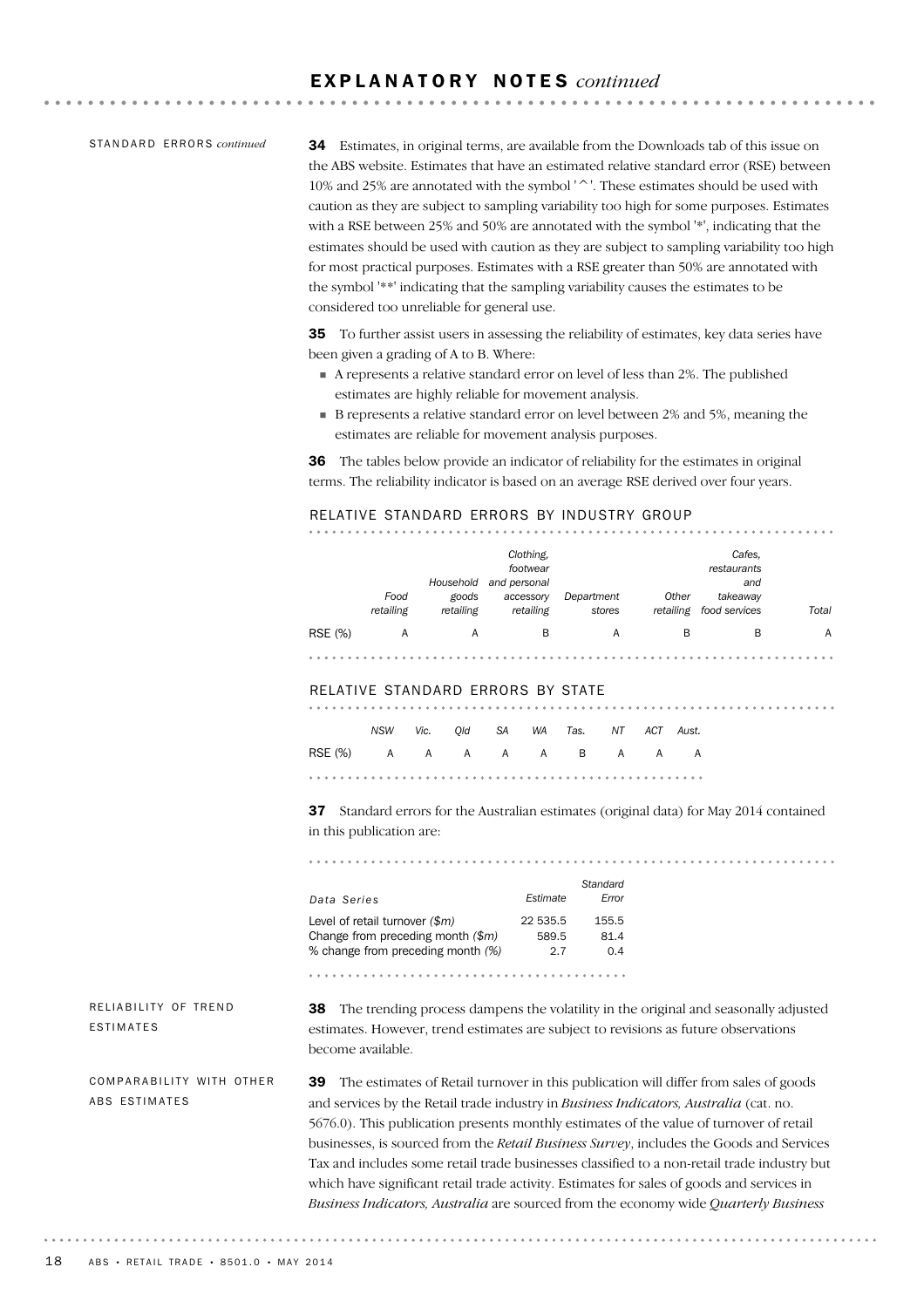# EXPLANATORY NOTES *continued*

STANDARD ERRORS *continued*

**34** Estimates, in original terms, are available from the Downloads tab of this issue on the ABS website. Estimates that have an estimated relative standard error (RSE) between 10% and 25% are annotated with the symbol '^'. These estimates should be used with caution as they are subject to sampling variability too high for some purposes. Estimates with a RSE between 25% and 50% are annotated with the symbol '*', indicating that the estimates should be used with caution as they are subject to sampling variability too high for most practical purposes. Estimates with a RSE greater than 50% are annotated with the symbol '**' indicating that the sampling variability causes the estimates to be considered too unreliable for general use.

**35** To further assist users in assessing the reliability of estimates, key data series have been given a grading of A to B. Where:

- A represents a relative standard error on level of less than 2%. The published estimates are highly reliable for movement analysis.
- B represents a relative standard error on level between 2% and 5%, meaning the estimates are reliable for movement analysis purposes.

**36** The tables below provide an indicator of reliability for the estimates in original terms. The reliability indicator is based on an average RSE derived over four years.

RELATIVE STANDARD ERRORS BY INDUSTRY GROUP

| | *Food retailing* | *Household goods retailing* | *Clothing, footwear and personal accessory retailing* | *Department stores* | *Other retailing* | *Cafes, restaurants and takeaway food services* | *Total* |
|---|---|---|---|---|---|---|---|
| RSE (%) | A | A | B | A | B | B | A |

RELATIVE STANDARD ERRORS BY STATE

| | *NSW* | *Vic.* | *Qld* | *SA* | *WA* | *Tas.* | *NT* | *ACT* | *Aust.* |
|---|---|---|---|---|---|---|---|---|---|
| RSE (%) | A | A | A | A | A | B | A | A | A |

**37** Standard errors for the Australian estimates (original data) for May 2014 contained in this publication are:

| *Data Series* | *Estimate* | *Standard Error* |
|---|---|---|
| Level of retail turnover *($m)* | 22 535.5 | 155.5 |
| Change from preceding month *($m)* | 589.5 | 81.4 |
| % change from preceding month *(%)* | 2.7 | 0.4 |

RELIABILITY OF TREND ESTIMATES

**38** The trending process dampens the volatility in the original and seasonally adjusted estimates. However, trend estimates are subject to revisions as future observations become available.

COMPARABILITY WITH OTHER ABS ESTIMATES

**39** The estimates of Retail turnover in this publication will differ from sales of goods and services by the Retail trade industry in *Business Indicators, Australia* (cat. no. 5676.0). This publication presents monthly estimates of the value of turnover of retail businesses, is sourced from the *Retail Business Survey*, includes the Goods and Services Tax and includes some retail trade businesses classified to a non-retail trade industry but which have significant retail trade activity. Estimates for sales of goods and services in *Business Indicators, Australia* are sourced from the economy wide *Quarterly Business*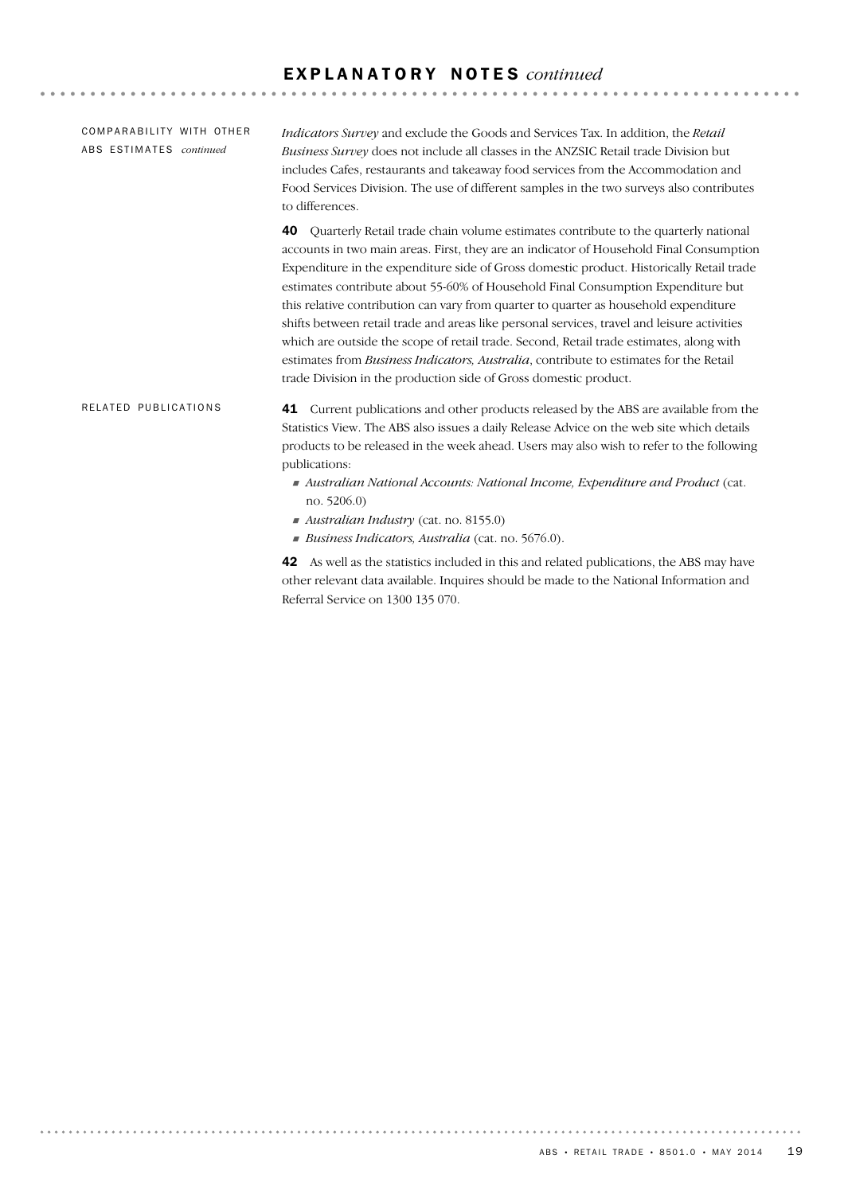# EXPLANATORY NOTES *continued*

## COMPARABILITY WITH OTHER ABS ESTIMATES *continued*

*Indicators Survey* and exclude the Goods and Services Tax. In addition, the *Retail Business Survey* does not include all classes in the ANZSIC Retail trade Division but includes Cafes, restaurants and takeaway food services from the Accommodation and Food Services Division. The use of different samples in the two surveys also contributes to differences.

**40** Quarterly Retail trade chain volume estimates contribute to the quarterly national accounts in two main areas. First, they are an indicator of Household Final Consumption Expenditure in the expenditure side of Gross domestic product. Historically Retail trade estimates contribute about 55-60% of Household Final Consumption Expenditure but this relative contribution can vary from quarter to quarter as household expenditure shifts between retail trade and areas like personal services, travel and leisure activities which are outside the scope of retail trade. Second, Retail trade estimates, along with estimates from *Business Indicators, Australia*, contribute to estimates for the Retail trade Division in the production side of Gross domestic product.

## RELATED PUBLICATIONS

**41** Current publications and other products released by the ABS are available from the Statistics View. The ABS also issues a daily Release Advice on the web site which details products to be released in the week ahead. Users may also wish to refer to the following publications:

- *Australian National Accounts: National Income, Expenditure and Product* (cat. no. 5206.0)
- *Australian Industry* (cat. no. 8155.0)
- *Business Indicators, Australia* (cat. no. 5676.0).

**42** As well as the statistics included in this and related publications, the ABS may have other relevant data available. Inquires should be made to the National Information and Referral Service on 1300 135 070.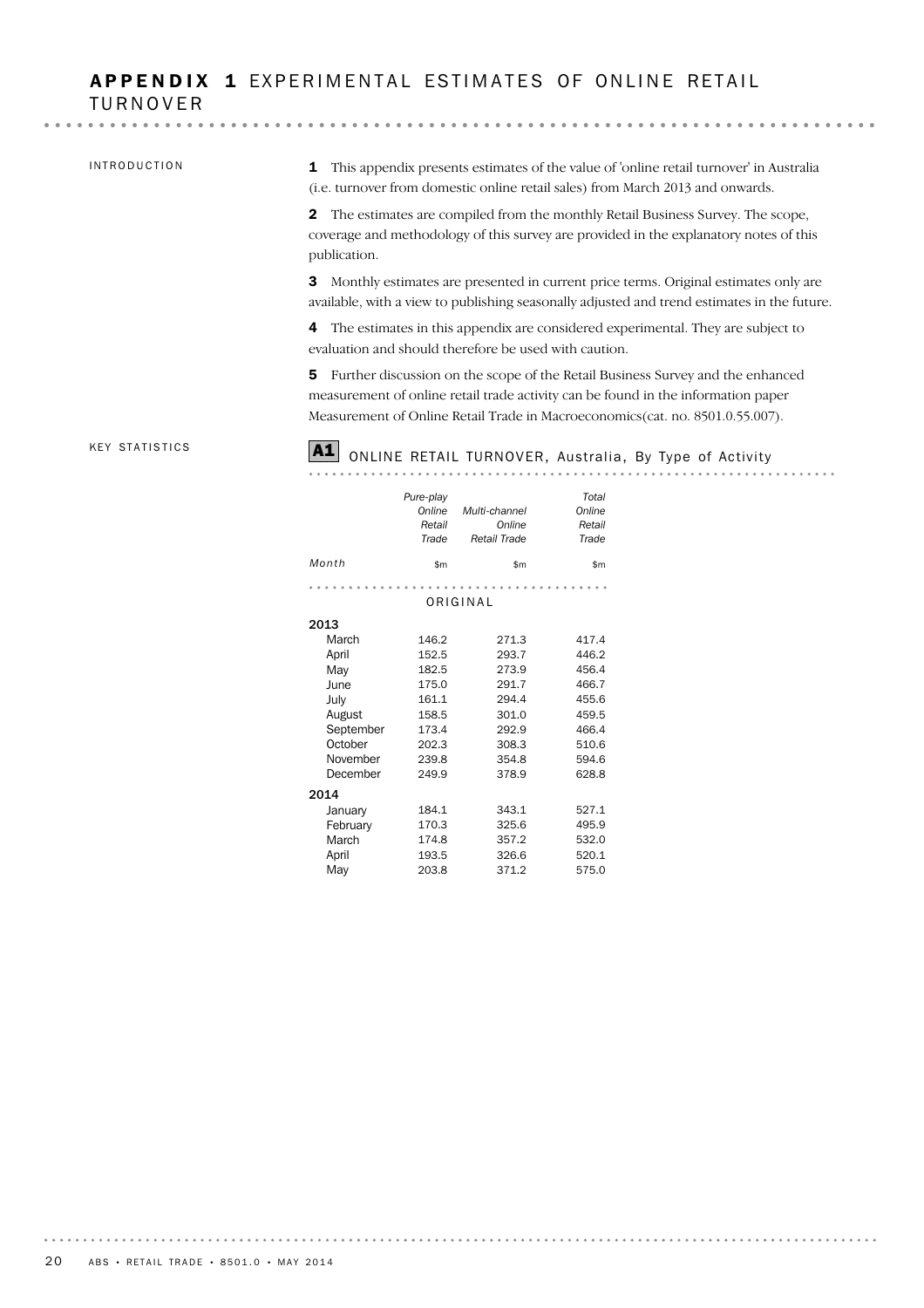# APPENDIX 1 EXPERIMENTAL ESTIMATES OF ONLINE RETAIL TURNOVER

## INTRODUCTION

**1** This appendix presents estimates of the value of 'online retail turnover' in Australia (i.e. turnover from domestic online retail sales) from March 2013 and onwards.

**2** The estimates are compiled from the monthly Retail Business Survey. The scope, coverage and methodology of this survey are provided in the explanatory notes of this publication.

**3** Monthly estimates are presented in current price terms. Original estimates only are available, with a view to publishing seasonally adjusted and trend estimates in the future.

**4** The estimates in this appendix are considered experimental. They are subject to evaluation and should therefore be used with caution.

**5** Further discussion on the scope of the Retail Business Survey and the enhanced measurement of online retail trade activity can be found in the information paper Measurement of Online Retail Trade in Macroeconomics(cat. no. 8501.0.55.007).

## KEY STATISTICS

**A1** ONLINE RETAIL TURNOVER, Australia, By Type of Activity

| Month | *Pure-play Online Retail Trade* | *Multi-channel Online Retail Trade* | *Total Online Retail Trade* |
|---|---|---|---|
| | $m | $m | $m |
| ORIGINAL | | | |
| **2013** | | | |
| March | 146.2 | 271.3 | 417.4 |
| April | 152.5 | 293.7 | 446.2 |
| May | 182.5 | 273.9 | 456.4 |
| June | 175.0 | 291.7 | 466.7 |
| July | 161.1 | 294.4 | 455.6 |
| August | 158.5 | 301.0 | 459.5 |
| September | 173.4 | 292.9 | 466.4 |
| October | 202.3 | 308.3 | 510.6 |
| November | 239.8 | 354.8 | 594.6 |
| December | 249.9 | 378.9 | 628.8 |
| **2014** | | | |
| January | 184.1 | 343.1 | 527.1 |
| February | 170.3 | 325.6 | 495.9 |
| March | 174.8 | 357.2 | 532.0 |
| April | 193.5 | 326.6 | 520.1 |
| May | 203.8 | 371.2 | 575.0 |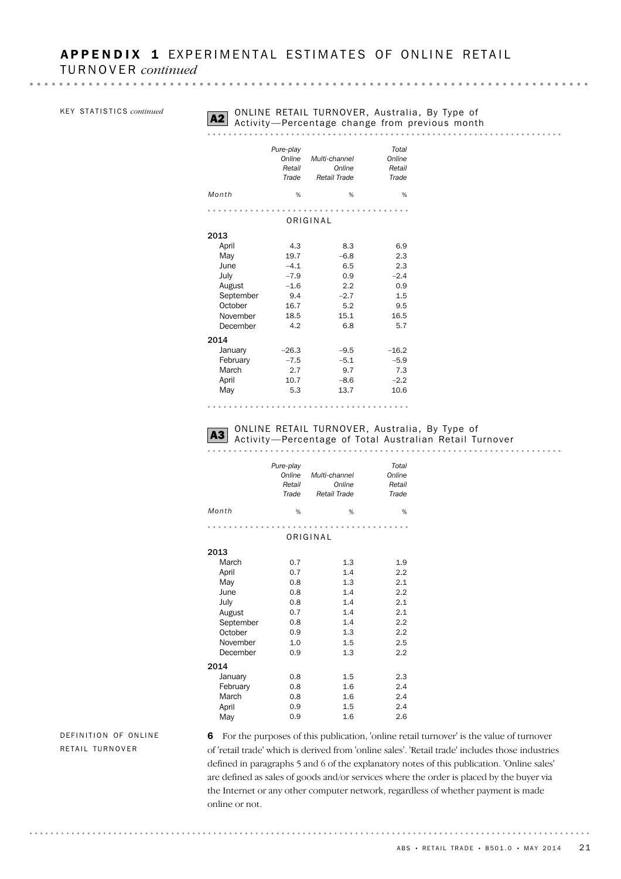# APPENDIX 1 EXPERIMENTAL ESTIMATES OF ONLINE RETAIL TURNOVER *continued*

KEY STATISTICS *continued*

**A2** ONLINE RETAIL TURNOVER, Australia, By Type of Activity—Percentage change from previous month

| Month | Pure-play Online Retail Trade | Multi-channel Online Retail Trade | Total Online Retail Trade |
|---|---|---|---|
| | % | % | % |
| | | ORIGINAL | |
| **2013** | | | |
| April | 4.3 | 8.3 | 6.9 |
| May | 19.7 | –6.8 | 2.3 |
| June | –4.1 | 6.5 | 2.3 |
| July | –7.9 | 0.9 | –2.4 |
| August | –1.6 | 2.2 | 0.9 |
| September | 9.4 | –2.7 | 1.5 |
| October | 16.7 | 5.2 | 9.5 |
| November | 18.5 | 15.1 | 16.5 |
| December | 4.2 | 6.8 | 5.7 |
| **2014** | | | |
| January | –26.3 | –9.5 | –16.2 |
| February | –7.5 | –5.1 | –5.9 |
| March | 2.7 | 9.7 | 7.3 |
| April | 10.7 | –8.6 | –2.2 |
| May | 5.3 | 13.7 | 10.6 |

**A3** ONLINE RETAIL TURNOVER, Australia, By Type of Activity—Percentage of Total Australian Retail Turnover

| Month | Pure-play Online Retail Trade | Multi-channel Online Retail Trade | Total Online Retail Trade |
|---|---|---|---|
| | % | % | % |
| | | ORIGINAL | |
| **2013** | | | |
| March | 0.7 | 1.3 | 1.9 |
| April | 0.7 | 1.4 | 2.2 |
| May | 0.8 | 1.3 | 2.1 |
| June | 0.8 | 1.4 | 2.2 |
| July | 0.8 | 1.4 | 2.1 |
| August | 0.7 | 1.4 | 2.1 |
| September | 0.8 | 1.4 | 2.2 |
| October | 0.9 | 1.3 | 2.2 |
| November | 1.0 | 1.5 | 2.5 |
| December | 0.9 | 1.3 | 2.2 |
| **2014** | | | |
| January | 0.8 | 1.5 | 2.3 |
| February | 0.8 | 1.6 | 2.4 |
| March | 0.8 | 1.6 | 2.4 |
| April | 0.9 | 1.5 | 2.4 |
| May | 0.9 | 1.6 | 2.6 |

DEFINITION OF ONLINE RETAIL TURNOVER

**6** For the purposes of this publication, 'online retail turnover' is the value of turnover of 'retail trade' which is derived from 'online sales'. 'Retail trade' includes those industries defined in paragraphs 5 and 6 of the explanatory notes of this publication. 'Online sales' are defined as sales of goods and/or services where the order is placed by the buyer via the Internet or any other computer network, regardless of whether payment is made online or not.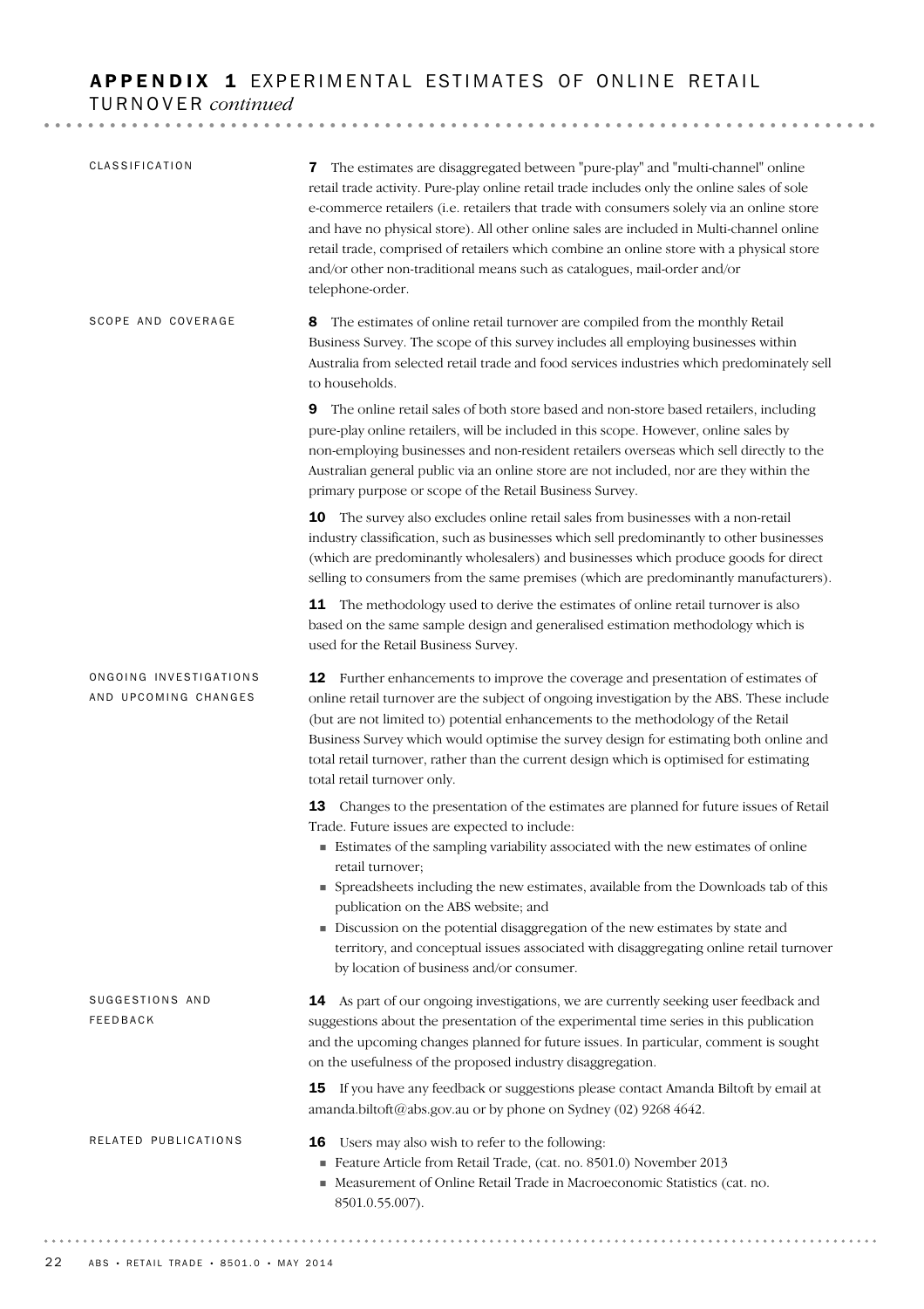## APPENDIX 1 EXPERIMENTAL ESTIMATES OF ONLINE RETAIL TURNOVER *continued*

### CLASSIFICATION

**7** The estimates are disaggregated between "pure-play" and "multi-channel" online retail trade activity. Pure-play online retail trade includes only the online sales of sole e-commerce retailers (i.e. retailers that trade with consumers solely via an online store and have no physical store). All other online sales are included in Multi-channel online retail trade, comprised of retailers which combine an online store with a physical store and/or other non-traditional means such as catalogues, mail-order and/or telephone-order.

### SCOPE AND COVERAGE

**8** The estimates of online retail turnover are compiled from the monthly Retail Business Survey. The scope of this survey includes all employing businesses within Australia from selected retail trade and food services industries which predominately sell to households.

**9** The online retail sales of both store based and non-store based retailers, including pure-play online retailers, will be included in this scope. However, online sales by non-employing businesses and non-resident retailers overseas which sell directly to the Australian general public via an online store are not included, nor are they within the primary purpose or scope of the Retail Business Survey.

**10** The survey also excludes online retail sales from businesses with a non-retail industry classification, such as businesses which sell predominantly to other businesses (which are predominantly wholesalers) and businesses which produce goods for direct selling to consumers from the same premises (which are predominantly manufacturers).

**11** The methodology used to derive the estimates of online retail turnover is also based on the same sample design and generalised estimation methodology which is used for the Retail Business Survey.

### ONGOING INVESTIGATIONS AND UPCOMING CHANGES

**12** Further enhancements to improve the coverage and presentation of estimates of online retail turnover are the subject of ongoing investigation by the ABS. These include (but are not limited to) potential enhancements to the methodology of the Retail Business Survey which would optimise the survey design for estimating both online and total retail turnover, rather than the current design which is optimised for estimating total retail turnover only.

**13** Changes to the presentation of the estimates are planned for future issues of Retail Trade. Future issues are expected to include:

- Estimates of the sampling variability associated with the new estimates of online retail turnover;
- Spreadsheets including the new estimates, available from the Downloads tab of this publication on the ABS website; and
- Discussion on the potential disaggregation of the new estimates by state and territory, and conceptual issues associated with disaggregating online retail turnover by location of business and/or consumer.

### SUGGESTIONS AND FEEDBACK

**14** As part of our ongoing investigations, we are currently seeking user feedback and suggestions about the presentation of the experimental time series in this publication and the upcoming changes planned for future issues. In particular, comment is sought on the usefulness of the proposed industry disaggregation.

**15** If you have any feedback or suggestions please contact Amanda Biltoft by email at amanda.biltoft@abs.gov.au or by phone on Sydney (02) 9268 4642.

### RELATED PUBLICATIONS

**16** Users may also wish to refer to the following:

- Feature Article from Retail Trade, (cat. no. 8501.0) November 2013
- Measurement of Online Retail Trade in Macroeconomic Statistics (cat. no. 8501.0.55.007).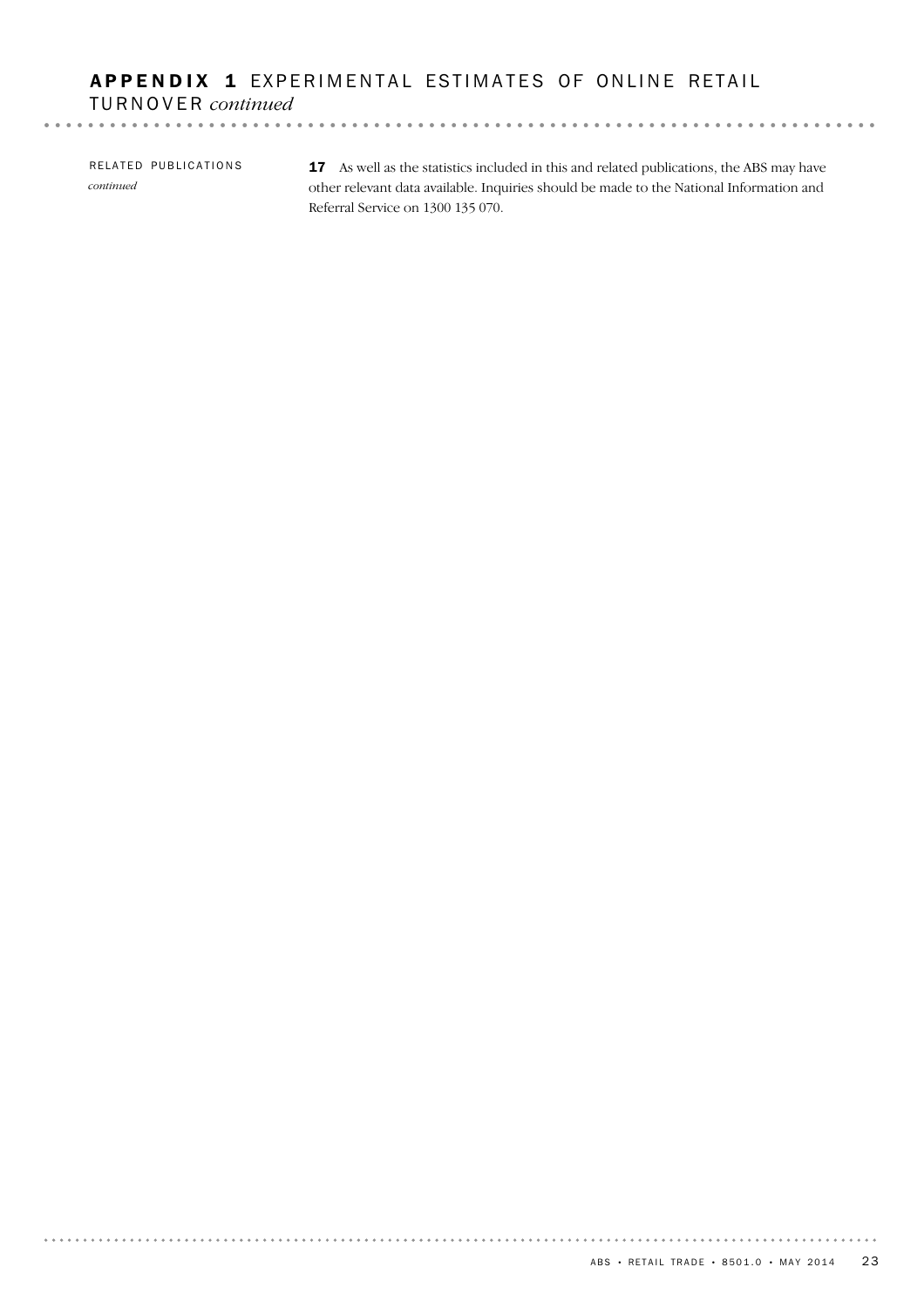## APPENDIX 1 EXPERIMENTAL ESTIMATES OF ONLINE RETAIL TURNOVER *continued*

RELATED PUBLICATIONS *continued*

**17** As well as the statistics included in this and related publications, the ABS may have other relevant data available. Inquiries should be made to the National Information and Referral Service on 1300 135 070.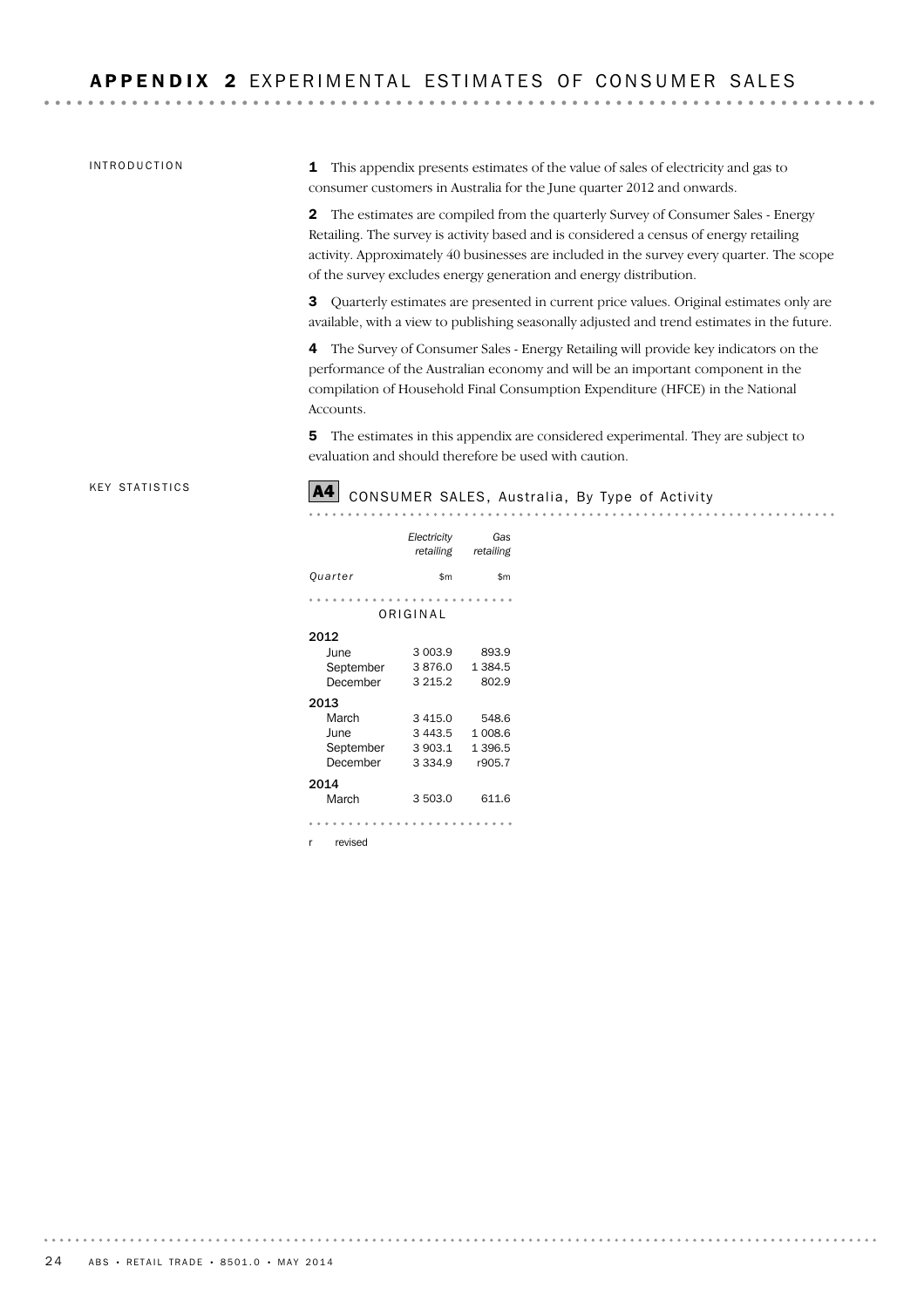# APPENDIX 2 EXPERIMENTAL ESTIMATES OF CONSUMER SALES

## INTRODUCTION

**1** This appendix presents estimates of the value of sales of electricity and gas to consumer customers in Australia for the June quarter 2012 and onwards.

**2** The estimates are compiled from the quarterly Survey of Consumer Sales - Energy Retailing. The survey is activity based and is considered a census of energy retailing activity. Approximately 40 businesses are included in the survey every quarter. The scope of the survey excludes energy generation and energy distribution.

**3** Quarterly estimates are presented in current price values. Original estimates only are available, with a view to publishing seasonally adjusted and trend estimates in the future.

**4** The Survey of Consumer Sales - Energy Retailing will provide key indicators on the performance of the Australian economy and will be an important component in the compilation of Household Final Consumption Expenditure (HFCE) in the National Accounts.

**5** The estimates in this appendix are considered experimental. They are subject to evaluation and should therefore be used with caution.

## KEY STATISTICS

**A4** CONSUMER SALES, Australia, By Type of Activity

| Quarter | *Electricity retailing* $m | *Gas retailing* $m |
|---|---|---|
| ORIGINAL | | |
| **2012** | | |
| June | 3 003.9 | 893.9 |
| September | 3 876.0 | 1 384.5 |
| December | 3 215.2 | 802.9 |
| **2013** | | |
| March | 3 415.0 | 548.6 |
| June | 3 443.5 | 1 008.6 |
| September | 3 903.1 | 1 396.5 |
| December | 3 334.9 | r905.7 |
| **2014** | | |
| March | 3 503.0 | 611.6 |

r revised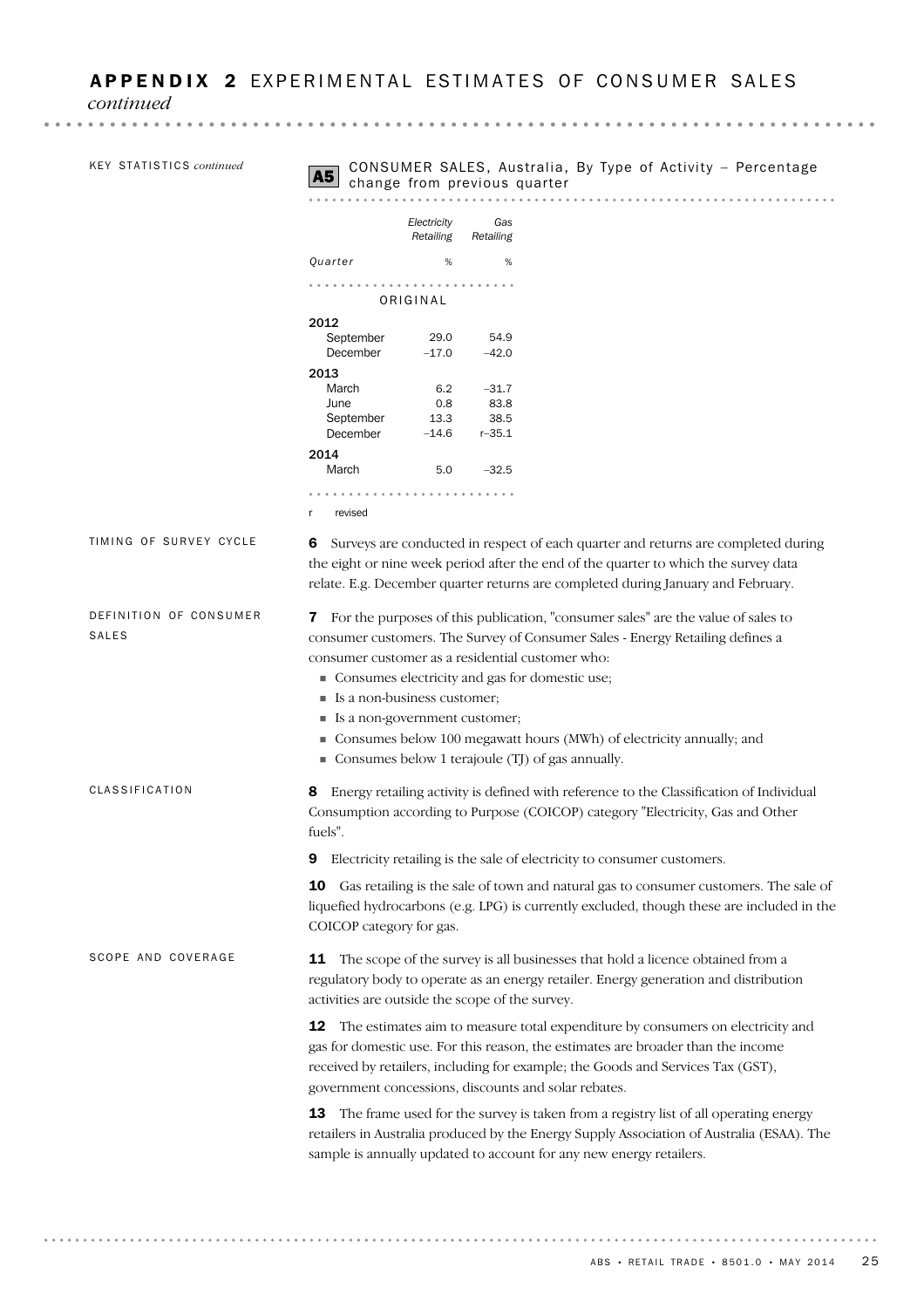## APPENDIX 2 EXPERIMENTAL ESTIMATES OF CONSUMER SALES *continued*

KEY STATISTICS *continued*

**A5** CONSUMER SALES, Australia, By Type of Activity – Percentage change from previous quarter

| Quarter | Electricity Retailing % | Gas Retailing % |
|---|---|---|
| **ORIGINAL** | | |
| **2012** | | |
| September | 29.0 | 54.9 |
| December | –17.0 | –42.0 |
| **2013** | | |
| March | 6.2 | –31.7 |
| June | 0.8 | 83.8 |
| September | 13.3 | 38.5 |
| December | –14.6 | r–35.1 |
| **2014** | | |
| March | 5.0 | –32.5 |

r revised

### TIMING OF SURVEY CYCLE

**6** Surveys are conducted in respect of each quarter and returns are completed during the eight or nine week period after the end of the quarter to which the survey data relate. E.g. December quarter returns are completed during January and February.

### DEFINITION OF CONSUMER SALES

**7** For the purposes of this publication, "consumer sales" are the value of sales to consumer customers. The Survey of Consumer Sales - Energy Retailing defines a consumer customer as a residential customer who:

- Consumes electricity and gas for domestic use;
- Is a non-business customer;
- Is a non-government customer;
- Consumes below 100 megawatt hours (MWh) of electricity annually; and
- Consumes below 1 terajoule (TJ) of gas annually.

### CLASSIFICATION

**8** Energy retailing activity is defined with reference to the Classification of Individual Consumption according to Purpose (COICOP) category "Electricity, Gas and Other fuels".

**9** Electricity retailing is the sale of electricity to consumer customers.

**10** Gas retailing is the sale of town and natural gas to consumer customers. The sale of liquefied hydrocarbons (e.g. LPG) is currently excluded, though these are included in the COICOP category for gas.

### SCOPE AND COVERAGE

**11** The scope of the survey is all businesses that hold a licence obtained from a regulatory body to operate as an energy retailer. Energy generation and distribution activities are outside the scope of the survey.

**12** The estimates aim to measure total expenditure by consumers on electricity and gas for domestic use. For this reason, the estimates are broader than the income received by retailers, including for example; the Goods and Services Tax (GST), government concessions, discounts and solar rebates.

**13** The frame used for the survey is taken from a registry list of all operating energy retailers in Australia produced by the Energy Supply Association of Australia (ESAA). The sample is annually updated to account for any new energy retailers.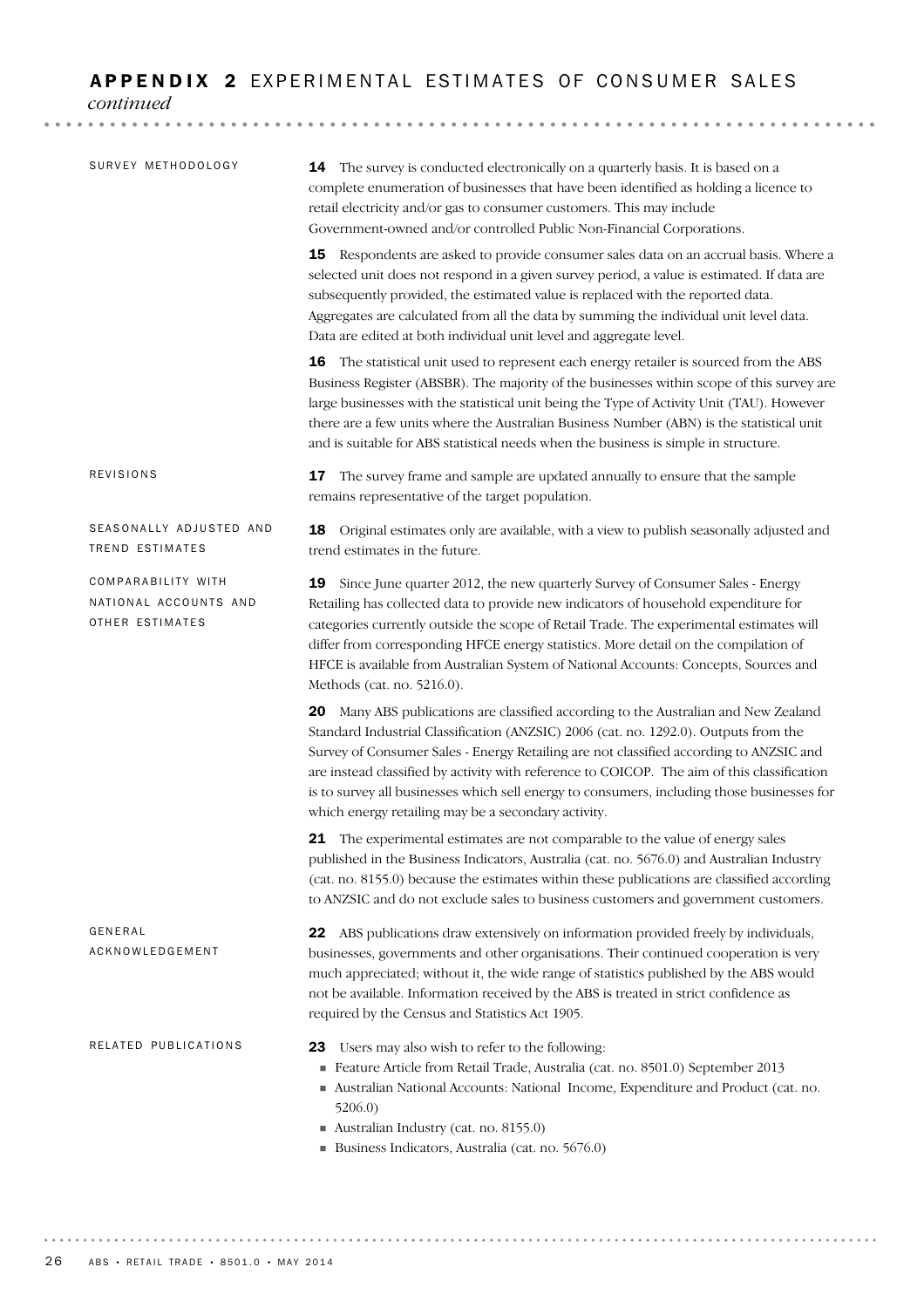## APPENDIX 2 EXPERIMENTAL ESTIMATES OF CONSUMER SALES *continued*

### SURVEY METHODOLOGY

**14** The survey is conducted electronically on a quarterly basis. It is based on a complete enumeration of businesses that have been identified as holding a licence to retail electricity and/or gas to consumer customers. This may include Government-owned and/or controlled Public Non-Financial Corporations.

**15** Respondents are asked to provide consumer sales data on an accrual basis. Where a selected unit does not respond in a given survey period, a value is estimated. If data are subsequently provided, the estimated value is replaced with the reported data. Aggregates are calculated from all the data by summing the individual unit level data. Data are edited at both individual unit level and aggregate level.

**16** The statistical unit used to represent each energy retailer is sourced from the ABS Business Register (ABSBR). The majority of the businesses within scope of this survey are large businesses with the statistical unit being the Type of Activity Unit (TAU). However there are a few units where the Australian Business Number (ABN) is the statistical unit and is suitable for ABS statistical needs when the business is simple in structure.

### REVISIONS

**17** The survey frame and sample are updated annually to ensure that the sample remains representative of the target population.

### SEASONALLY ADJUSTED AND TREND ESTIMATES

**18** Original estimates only are available, with a view to publish seasonally adjusted and trend estimates in the future.

### COMPARABILITY WITH NATIONAL ACCOUNTS AND OTHER ESTIMATES

**19** Since June quarter 2012, the new quarterly Survey of Consumer Sales - Energy Retailing has collected data to provide new indicators of household expenditure for categories currently outside the scope of Retail Trade. The experimental estimates will differ from corresponding HFCE energy statistics. More detail on the compilation of HFCE is available from Australian System of National Accounts: Concepts, Sources and Methods (cat. no. 5216.0).

**20** Many ABS publications are classified according to the Australian and New Zealand Standard Industrial Classification (ANZSIC) 2006 (cat. no. 1292.0). Outputs from the Survey of Consumer Sales - Energy Retailing are not classified according to ANZSIC and are instead classified by activity with reference to COICOP. The aim of this classification is to survey all businesses which sell energy to consumers, including those businesses for which energy retailing may be a secondary activity.

**21** The experimental estimates are not comparable to the value of energy sales published in the Business Indicators, Australia (cat. no. 5676.0) and Australian Industry (cat. no. 8155.0) because the estimates within these publications are classified according to ANZSIC and do not exclude sales to business customers and government customers.

### GENERAL ACKNOWLEDGEMENT

**22** ABS publications draw extensively on information provided freely by individuals, businesses, governments and other organisations. Their continued cooperation is very much appreciated; without it, the wide range of statistics published by the ABS would not be available. Information received by the ABS is treated in strict confidence as required by the Census and Statistics Act 1905.

### RELATED PUBLICATIONS

**23** Users may also wish to refer to the following:

- Feature Article from Retail Trade, Australia (cat. no. 8501.0) September 2013
- Australian National Accounts: National Income, Expenditure and Product (cat. no. 5206.0)
- Australian Industry (cat. no. 8155.0)
- Business Indicators, Australia (cat. no. 5676.0)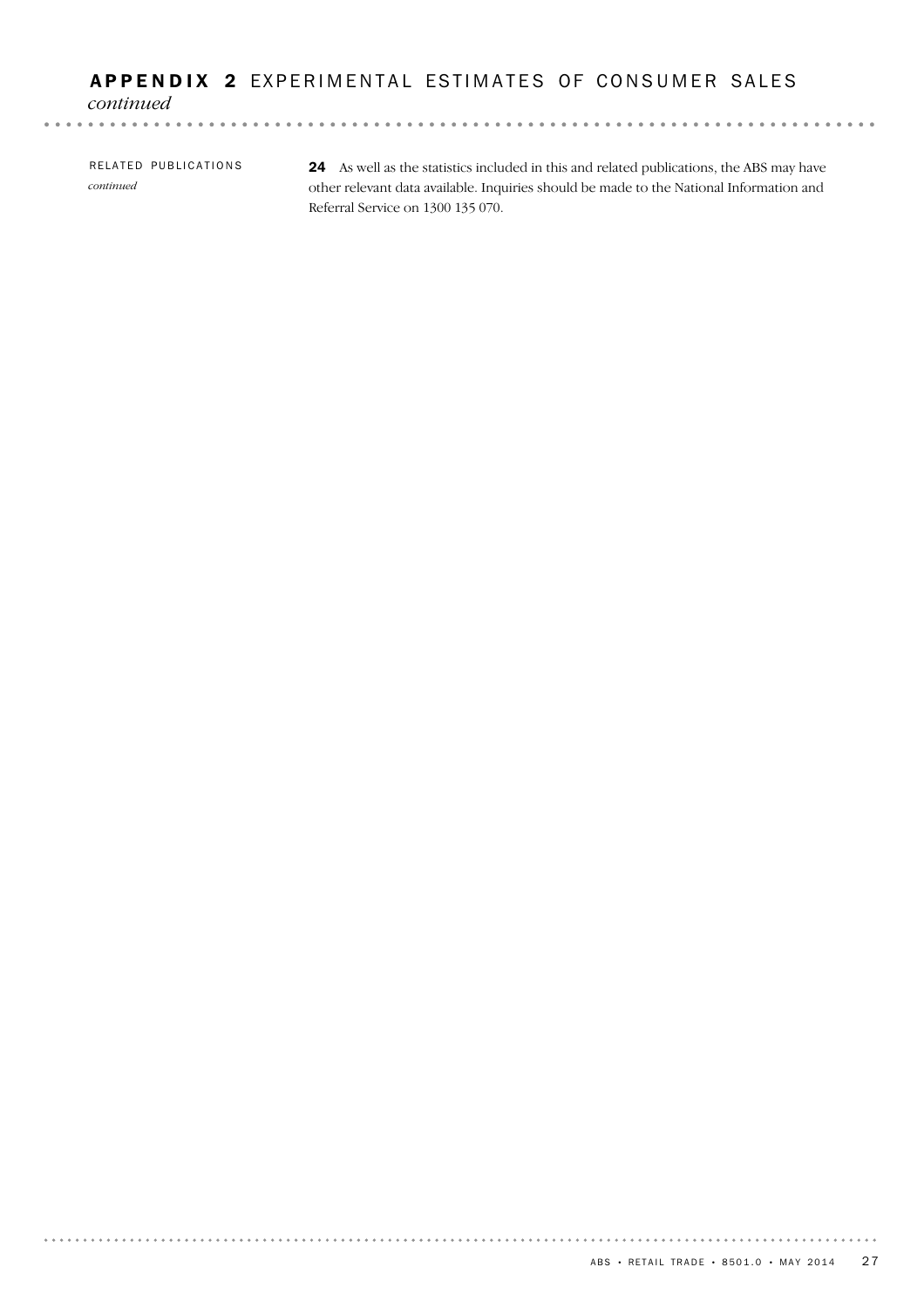## APPENDIX 2 EXPERIMENTAL ESTIMATES OF CONSUMER SALES *continued*

RELATED PUBLICATIONS *continued*

**24** As well as the statistics included in this and related publications, the ABS may have other relevant data available. Inquiries should be made to the National Information and Referral Service on 1300 135 070.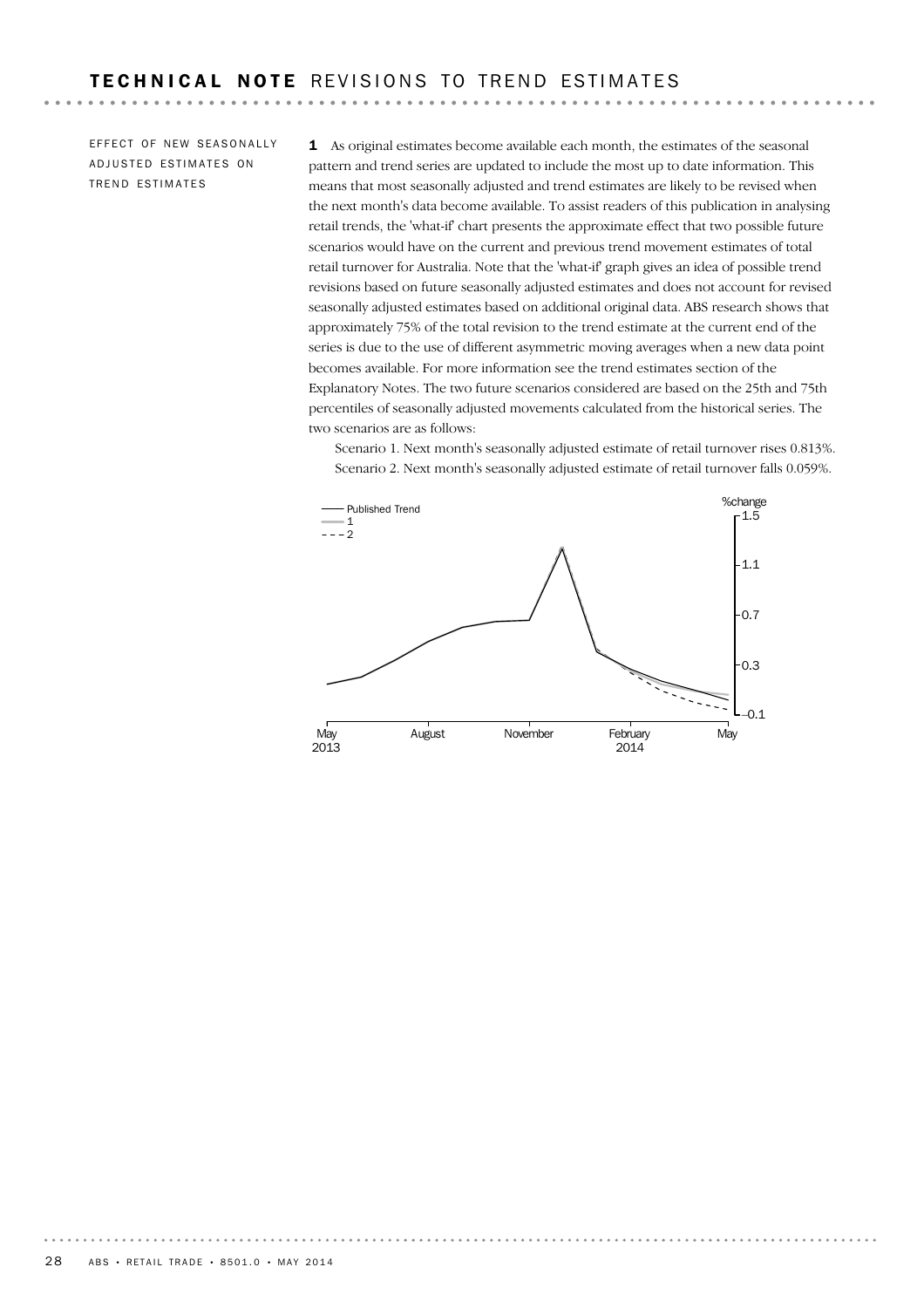# TECHNICAL NOTE REVISIONS TO TREND ESTIMATES

## EFFECT OF NEW SEASONALLY ADJUSTED ESTIMATES ON TREND ESTIMATES

**1** As original estimates become available each month, the estimates of the seasonal pattern and trend series are updated to include the most up to date information. This means that most seasonally adjusted and trend estimates are likely to be revised when the next month's data become available. To assist readers of this publication in analysing retail trends, the 'what-if' chart presents the approximate effect that two possible future scenarios would have on the current and previous trend movement estimates of total retail turnover for Australia. Note that the 'what-if' graph gives an idea of possible trend revisions based on future seasonally adjusted estimates and does not account for revised seasonally adjusted estimates based on additional original data. ABS research shows that approximately 75% of the total revision to the trend estimate at the current end of the series is due to the use of different asymmetric moving averages when a new data point becomes available. For more information see the trend estimates section of the Explanatory Notes. The two future scenarios considered are based on the 25th and 75th percentiles of seasonally adjusted movements calculated from the historical series. The two scenarios are as follows:

Scenario 1. Next month's seasonally adjusted estimate of retail turnover rises 0.813%.
Scenario 2. Next month's seasonally adjusted estimate of retail turnover falls 0.059%.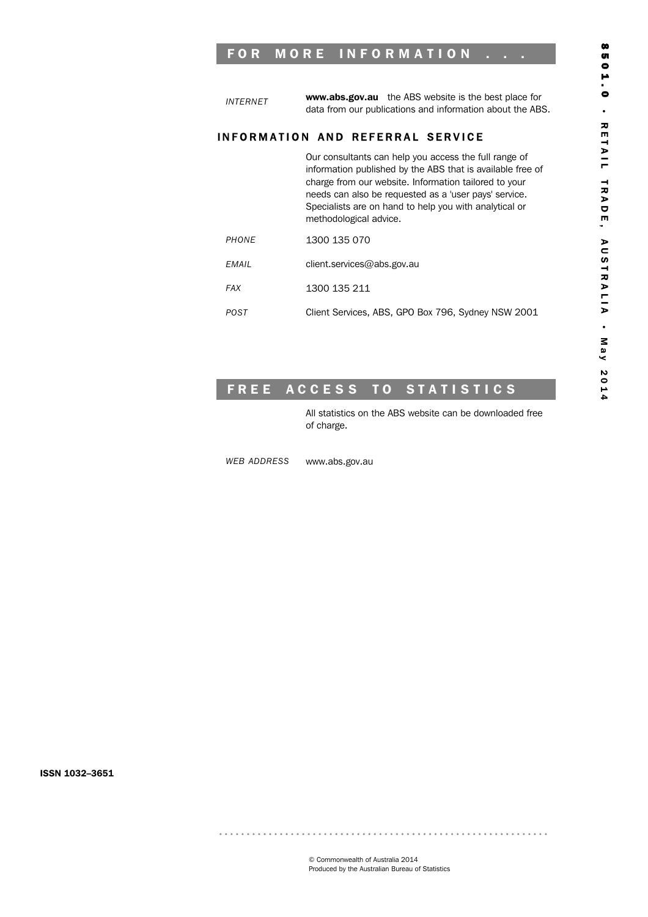## FOR MORE INFORMATION . . .

*INTERNET* **www.abs.gov.au** the ABS website is the best place for data from our publications and information about the ABS.

### INFORMATION AND REFERRAL SERVICE

Our consultants can help you access the full range of information published by the ABS that is available free of charge from our website. Information tailored to your needs can also be requested as a 'user pays' service. Specialists are on hand to help you with analytical or methodological advice.

*PHONE* 1300 135 070

*EMAIL* client.services@abs.gov.au

*FAX* 1300 135 211

*POST* Client Services, ABS, GPO Box 796, Sydney NSW 2001

## FREE ACCESS TO STATISTICS

All statistics on the ABS website can be downloaded free of charge.

*WEB ADDRESS* www.abs.gov.au

**ISSN 1032–3651**

© Commonwealth of Australia 2014
Produced by the Australian Bureau of Statistics